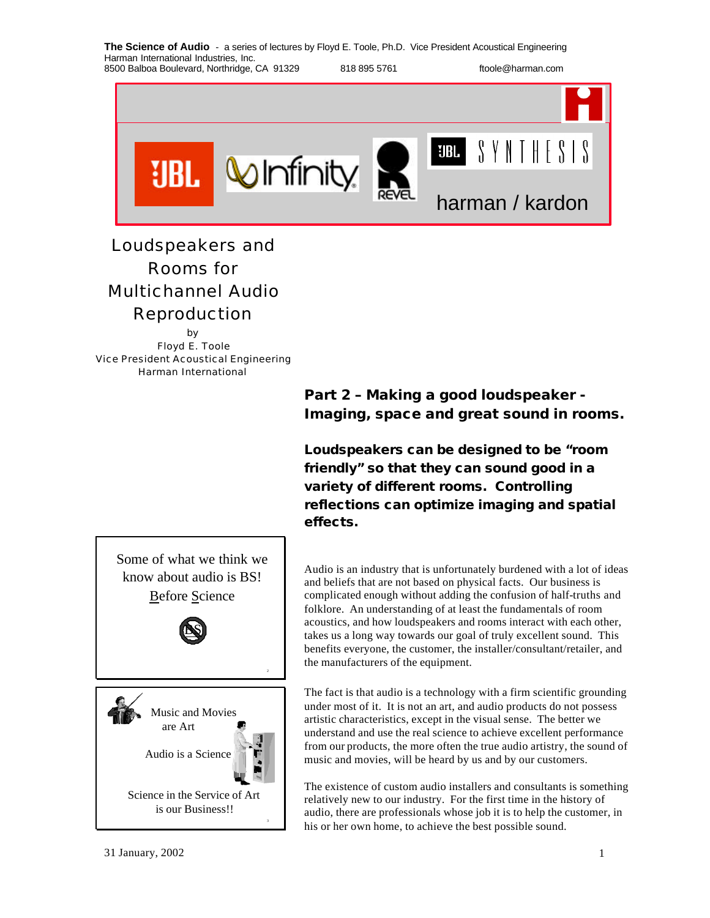**The Science of Audio** - a series of lectures by Floyd E. Toole, Ph.D. Vice President Acoustical Engineering
Harman International Industries, Inc.
8500 Balboa Boulevard, Northridge, CA 91329 818 895 5761 ftoole@harman.com

# Loudspeakers and Rooms for Multichannel Audio Reproduction

by
Floyd E. Toole
Vice President Acoustical Engineering
Harman International

## Part 2 – Making a good loudspeaker - Imaging, space and great sound in rooms.

**Loudspeakers can be designed to be "room friendly" so that they can sound good in a variety of different rooms. Controlling reflections can optimize imaging and spatial effects.**

> Some of what we think we know about audio is BS!
> Before Science

> Music and Movies are Art
>
> Audio is a Science
>
> Science in the Service of Art is our Business!!

Audio is an industry that is unfortunately burdened with a lot of ideas and beliefs that are not based on physical facts. Our business is complicated enough without adding the confusion of half-truths and folklore. An understanding of at least the fundamentals of room acoustics, and how loudspeakers and rooms interact with each other, takes us a long way towards our goal of truly excellent sound. This benefits everyone, the customer, the installer/consultant/retailer, and the manufacturers of the equipment.

The fact is that audio is a technology with a firm scientific grounding under most of it. It is not an art, and audio products do not possess artistic characteristics, except in the visual sense. The better we understand and use the real science to achieve excellent performance from our products, the more often the true audio artistry, the sound of music and movies, will be heard by us and by our customers.

The existence of custom audio installers and consultants is something relatively new to our industry. For the first time in the history of audio, there are professionals whose job it is to help the customer, in his or her own home, to achieve the best possible sound.

31 January, 2002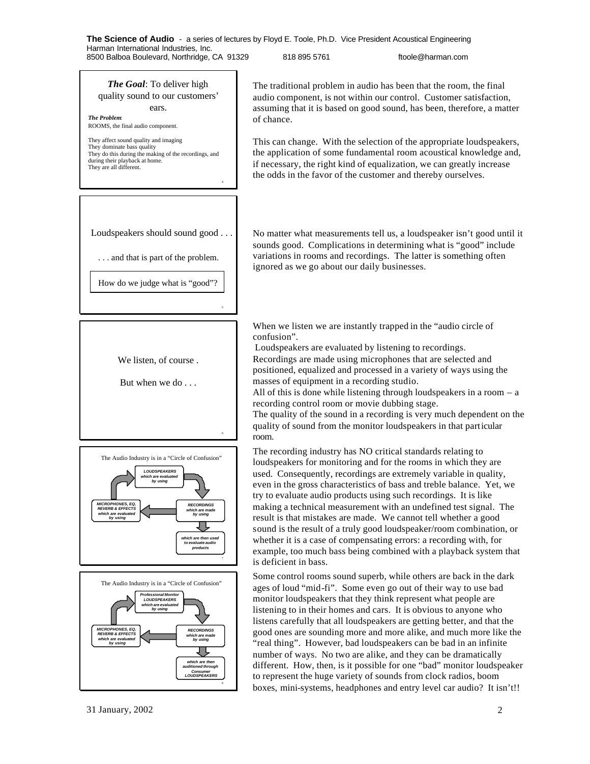**The Goal**: To deliver high quality sound to our customers' ears.

***The Problem***:
ROOMS, the final audio component.

They affect sound quality and imaging
They dominate bass quality
They do this during the making of the recordings, and during their playback at home.
They are all different.

The traditional problem in audio has been that the room, the final audio component, is not within our control. Customer satisfaction, assuming that it is based on good sound, has been, therefore, a matter of chance.

This can change. With the selection of the appropriate loudspeakers, the application of some fundamental room acoustical knowledge and, if necessary, the right kind of equalization, we can greatly increase the odds in the favor of the customer and thereby ourselves.

Loudspeakers should sound good . . .

. . . and that is part of the problem.

How do we judge what is "good"?

No matter what measurements tell us, a loudspeaker isn't good until it sounds good. Complications in determining what is "good" include variations in rooms and recordings. The latter is something often ignored as we go about our daily businesses.

We listen, of course .

But when we do . . .

When we listen we are instantly trapped in the "audio circle of confusion".
Loudspeakers are evaluated by listening to recordings.
Recordings are made using microphones that are selected and positioned, equalized and processed in a variety of ways using the masses of equipment in a recording studio.
All of this is done while listening through loudspeakers in a room – a recording control room or movie dubbing stage.
The quality of the sound in a recording is very much dependent on the quality of sound from the monitor loudspeakers in that particular room.

The Audio Industry is in a "Circle of Confusion"

***LOUDSPEAKERS which are evaluated by using*** → ***RECORDINGS which are made by using*** → ***MICROPHONES, EQ, REVERB & EFFECTS which are evaluated by using*** → (back to LOUDSPEAKERS)
***RECORDINGS*** → ***which are then used to evaluate audio products***

The recording industry has NO critical standards relating to loudspeakers for monitoring and for the rooms in which they are used. Consequently, recordings are extremely variable in quality, even in the gross characteristics of bass and treble balance. Yet, we try to evaluate audio products using such recordings. It is like making a technical measurement with an undefined test signal. The result is that mistakes are made. We cannot tell whether a good sound is the result of a truly good loudspeaker/room combination, or whether it is a case of compensating errors: a recording with, for example, too much bass being combined with a playback system that is deficient in bass.

The Audio Industry is in a "Circle of Confusion"

***Professional Monitor LOUDSPEAKERS which are evaluated by using*** → ***RECORDINGS which are made by using*** → ***MICROPHONES, EQ, REVERB & EFFECTS which are evaluated by using*** → (back to Professional Monitor LOUDSPEAKERS)
***RECORDINGS*** → ***which are then auditioned through Consumer LOUDSPEAKERS***

Some control rooms sound superb, while others are back in the dark ages of loud "mid-fi". Some even go out of their way to use bad monitor loudspeakers that they think represent what people are listening to in their homes and cars. It is obvious to anyone who listens carefully that all loudspeakers are getting better, and that the good ones are sounding more and more alike, and much more like the "real thing". However, bad loudspeakers can be bad in an infinite number of ways. No two are alike, and they can be dramatically different. How, then, is it possible for one "bad" monitor loudspeaker to represent the huge variety of sounds from clock radios, boom boxes, mini-systems, headphones and entry level car audio? It isn't!!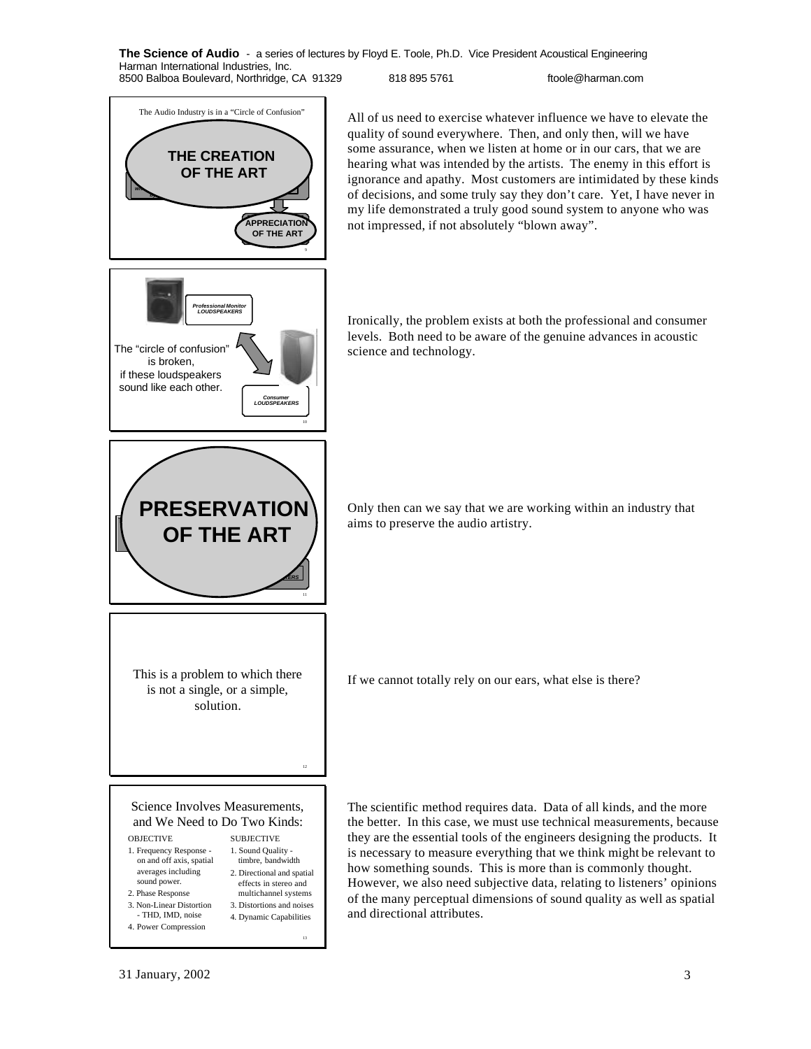**Slide 9:** The Audio Industry is in a "Circle of Confusion"

**THE CREATION OF THE ART**

**APPRECIATION OF THE ART**

All of us need to exercise whatever influence we have to elevate the quality of sound everywhere. Then, and only then, will we have some assurance, when we listen at home or in our cars, that we are hearing what was intended by the artists. The enemy in this effort is ignorance and apathy. Most customers are intimidated by these kinds of decisions, and some truly say they don't care. Yet, I have never in my life demonstrated a truly good sound system to anyone who was not impressed, if not absolutely "blown away".

**Slide 10:**

*Professional Monitor LOUDSPEAKERS*

The "circle of confusion" is broken, if these loudspeakers sound like each other.

*Consumer LOUDSPEAKERS*

Ironically, the problem exists at both the professional and consumer levels. Both need to be aware of the genuine advances in acoustic science and technology.

**Slide 11:**

**PRESERVATION OF THE ART**

Only then can we say that we are working within an industry that aims to preserve the audio artistry.

**Slide 12:**

This is a problem to which there is not a single, or a simple, solution.

If we cannot totally rely on our ears, what else is there?

**Slide 13:**

Science Involves Measurements, and We Need to Do Two Kinds:

OBJECTIVE

1. Frequency Response - on and off axis, spatial averages including sound power.
2. Phase Response
3. Non-Linear Distortion - THD, IMD, noise
4. Power Compression

SUBJECTIVE

1. Sound Quality - timbre, bandwidth
2. Directional and spatial effects in stereo and multichannel systems
3. Distortions and noises
4. Dynamic Capabilities

The scientific method requires data. Data of all kinds, and the more the better. In this case, we must use technical measurements, because they are the essential tools of the engineers designing the products. It is necessary to measure everything that we think might be relevant to how something sounds. This is more than is commonly thought. However, we also need subjective data, relating to listeners' opinions of the many perceptual dimensions of sound quality as well as spatial and directional attributes.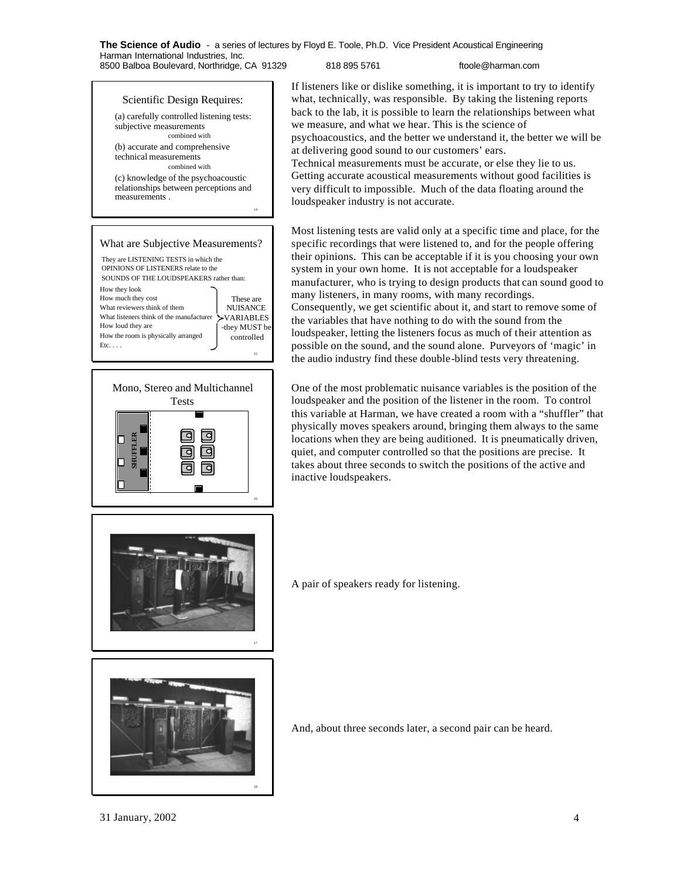Scientific Design Requires:

(a) carefully controlled listening tests: subjective measurements

combined with

(b) accurate and comprehensive technical measurements

combined with

(c) knowledge of the psychoacoustic relationships between perceptions and measurements .

If listeners like or dislike something, it is important to try to identify what, technically, was responsible. By taking the listening reports back to the lab, it is possible to learn the relationships between what we measure, and what we hear. This is the science of psychoacoustics, and the better we understand it, the better we will be at delivering good sound to our customers' ears.
Technical measurements must be accurate, or else they lie to us. Getting accurate acoustical measurements without good facilities is very difficult to impossible. Much of the data floating around the loudspeaker industry is not accurate.

What are Subjective Measurements?

They are LISTENING TESTS in which the OPINIONS OF LISTENERS relate to the SOUNDS OF THE LOUDSPEAKERS rather than:

- How they look
- How much they cost
- What reviewers think of them
- What listeners think of the manufacturer
- How loud they are
- How the room is physically arranged
- Etc. . . .

These are NUISANCE VARIABLES -they MUST be controlled

Most listening tests are valid only at a specific time and place, for the specific recordings that were listened to, and for the people offering their opinions. This can be acceptable if it is you choosing your own system in your own home. It is not acceptable for a loudspeaker manufacturer, who is trying to design products that can sound good to many listeners, in many rooms, with many recordings. Consequently, we get scientific about it, and start to remove some of the variables that have nothing to do with the sound from the loudspeaker, letting the listeners focus as much of their attention as possible on the sound, and the sound alone. Purveyors of 'magic' in the audio industry find these double-blind tests very threatening.

Mono, Stereo and Multichannel Tests

SHUFFLER

One of the most problematic nuisance variables is the position of the loudspeaker and the position of the listener in the room. To control this variable at Harman, we have created a room with a "shuffler" that physically moves speakers around, bringing them always to the same locations when they are being auditioned. It is pneumatically driven, quiet, and computer controlled so that the positions are precise. It takes about three seconds to switch the positions of the active and inactive loudspeakers.

A pair of speakers ready for listening.

And, about three seconds later, a second pair can be heard.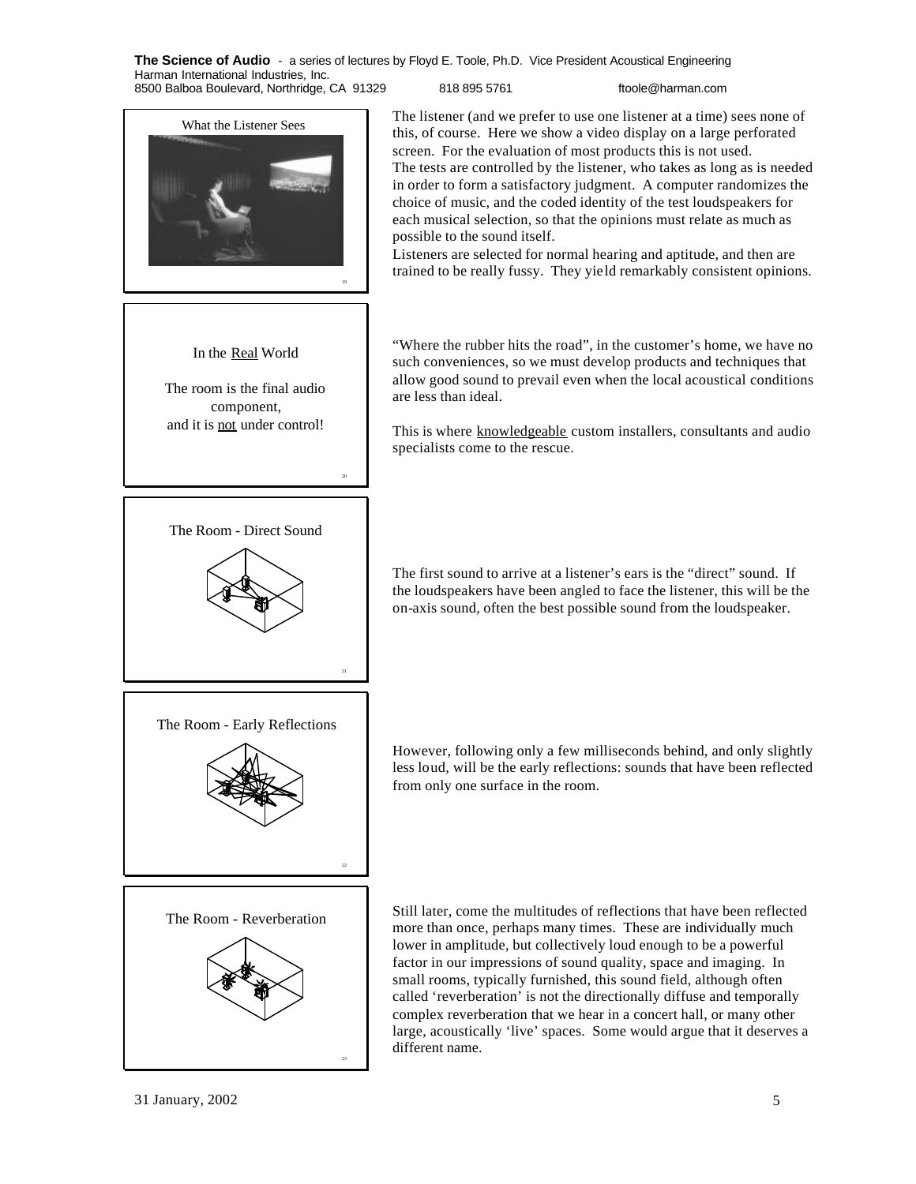What the Listener Sees

The listener (and we prefer to use one listener at a time) sees none of this, of course. Here we show a video display on a large perforated screen. For the evaluation of most products this is not used.
The tests are controlled by the listener, who takes as long as is needed in order to form a satisfactory judgment. A computer randomizes the choice of music, and the coded identity of the test loudspeakers for each musical selection, so that the opinions must relate as much as possible to the sound itself.
Listeners are selected for normal hearing and aptitude, and then are trained to be really fussy. They yield remarkably consistent opinions.

In the Real World

The room is the final audio component, and it is not under control!

"Where the rubber hits the road", in the customer's home, we have no such conveniences, so we must develop products and techniques that allow good sound to prevail even when the local acoustical conditions are less than ideal.

This is where knowledgeable custom installers, consultants and audio specialists come to the rescue.

The Room - Direct Sound

The first sound to arrive at a listener's ears is the "direct" sound. If the loudspeakers have been angled to face the listener, this will be the on-axis sound, often the best possible sound from the loudspeaker.

The Room - Early Reflections

However, following only a few milliseconds behind, and only slightly less loud, will be the early reflections: sounds that have been reflected from only one surface in the room.

The Room - Reverberation

Still later, come the multitudes of reflections that have been reflected more than once, perhaps many times. These are individually much lower in amplitude, but collectively loud enough to be a powerful factor in our impressions of sound quality, space and imaging. In small rooms, typically furnished, this sound field, although often called 'reverberation' is not the directionally diffuse and temporally complex reverberation that we hear in a concert hall, or many other large, acoustically 'live' spaces. Some would argue that it deserves a different name.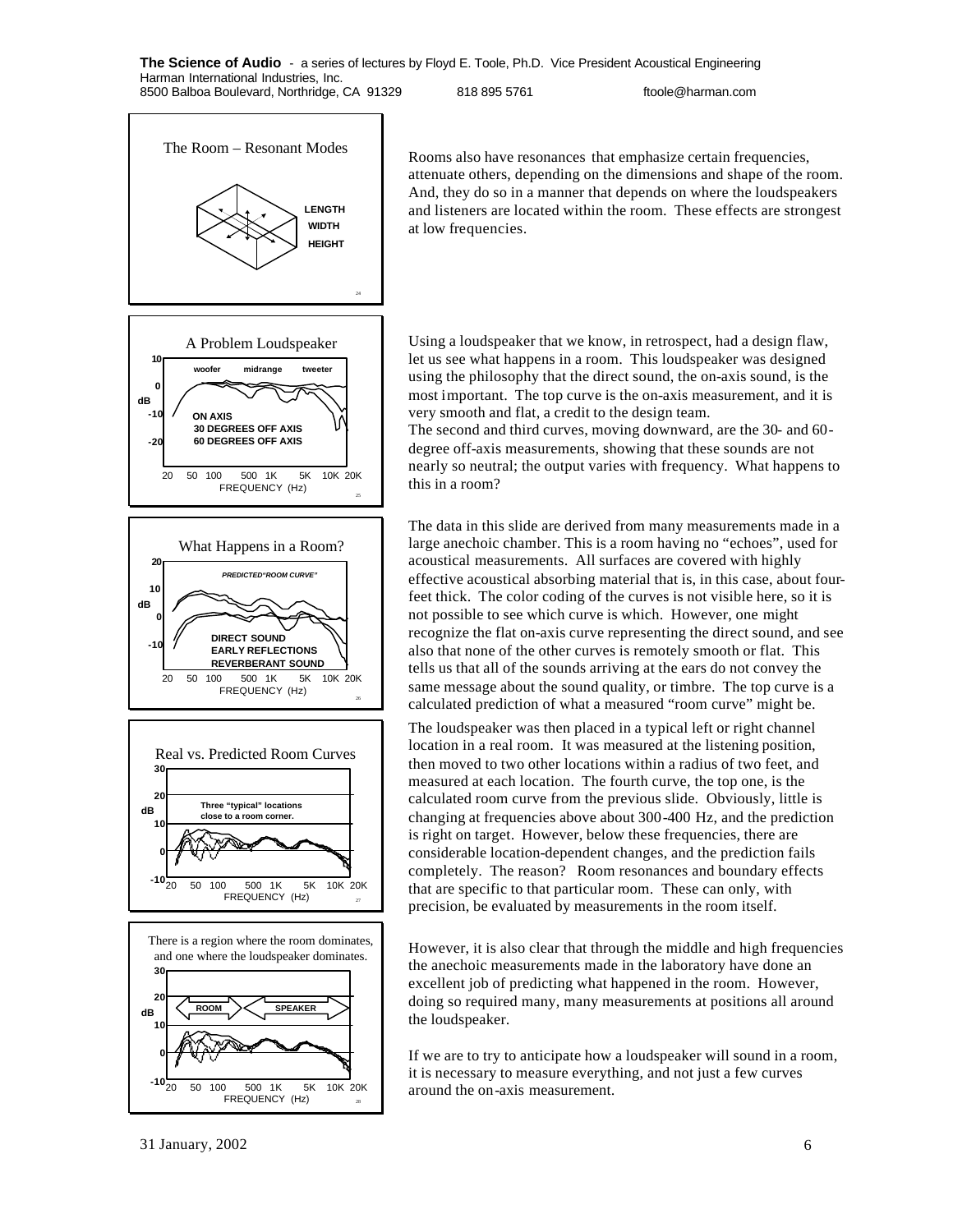Rooms also have resonances that emphasize certain frequencies, attenuate others, depending on the dimensions and shape of the room. And, they do so in a manner that depends on where the loudspeakers and listeners are located within the room. These effects are strongest at low frequencies.

Using a loudspeaker that we know, in retrospect, had a design flaw, let us see what happens in a room. This loudspeaker was designed using the philosophy that the direct sound, the on-axis sound, is the most important. The top curve is the on-axis measurement, and it is very smooth and flat, a credit to the design team.
The second and third curves, moving downward, are the 30- and 60-degree off-axis measurements, showing that these sounds are not nearly so neutral; the output varies with frequency. What happens to this in a room?

The data in this slide are derived from many measurements made in a large anechoic chamber. This is a room having no "echoes", used for acoustical measurements. All surfaces are covered with highly effective acoustical absorbing material that is, in this case, about four-feet thick. The color coding of the curves is not visible here, so it is not possible to see which curve is which. However, one might recognize the flat on-axis curve representing the direct sound, and see also that none of the other curves is remotely smooth or flat. This tells us that all of the sounds arriving at the ears do not convey the same message about the sound quality, or timbre. The top curve is a calculated prediction of what a measured "room curve" might be.

The loudspeaker was then placed in a typical left or right channel location in a real room. It was measured at the listening position, then moved to two other locations within a radius of two feet, and measured at each location. The fourth curve, the top one, is the calculated room curve from the previous slide. Obviously, little is changing at frequencies above about 300-400 Hz, and the prediction is right on target. However, below these frequencies, there are considerable location-dependent changes, and the prediction fails completely. The reason? Room resonances and boundary effects that are specific to that particular room. These can only, with precision, be evaluated by measurements in the room itself.

However, it is also clear that through the middle and high frequencies the anechoic measurements made in the laboratory have done an excellent job of predicting what happened in the room. However, doing so required many, many measurements at positions all around the loudspeaker.

If we are to try to anticipate how a loudspeaker will sound in a room, it is necessary to measure everything, and not just a few curves around the on-axis measurement.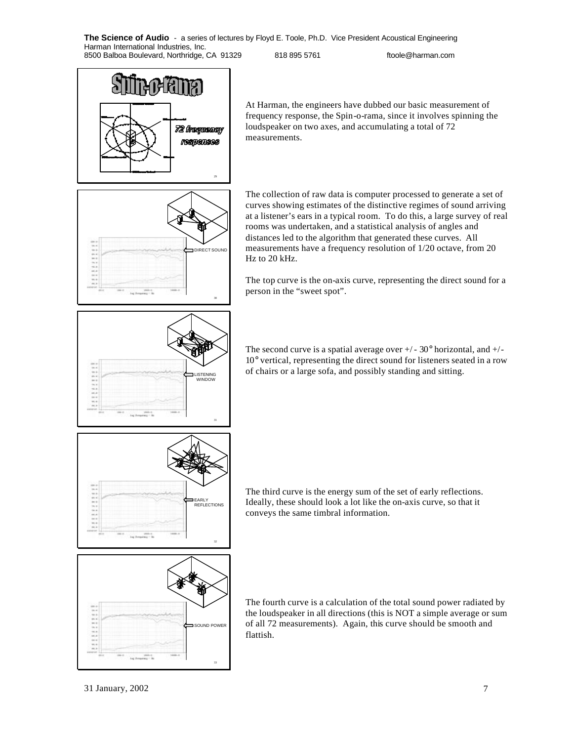At Harman, the engineers have dubbed our basic measurement of frequency response, the Spin-o-rama, since it involves spinning the loudspeaker on two axes, and accumulating a total of 72 measurements.

The collection of raw data is computer processed to generate a set of curves showing estimates of the distinctive regimes of sound arriving at a listener's ears in a typical room. To do this, a large survey of real rooms was undertaken, and a statistical analysis of angles and distances led to the algorithm that generated these curves. All measurements have a frequency resolution of 1/20 octave, from 20 Hz to 20 kHz.

The top curve is the on-axis curve, representing the direct sound for a person in the "sweet spot".

The second curve is a spatial average over +/- 30° horizontal, and +/- 10° vertical, representing the direct sound for listeners seated in a row of chairs or a large sofa, and possibly standing and sitting.

The third curve is the energy sum of the set of early reflections. Ideally, these should look a lot like the on-axis curve, so that it conveys the same timbral information.

The fourth curve is a calculation of the total sound power radiated by the loudspeaker in all directions (this is NOT a simple average or sum of all 72 measurements). Again, this curve should be smooth and flattish.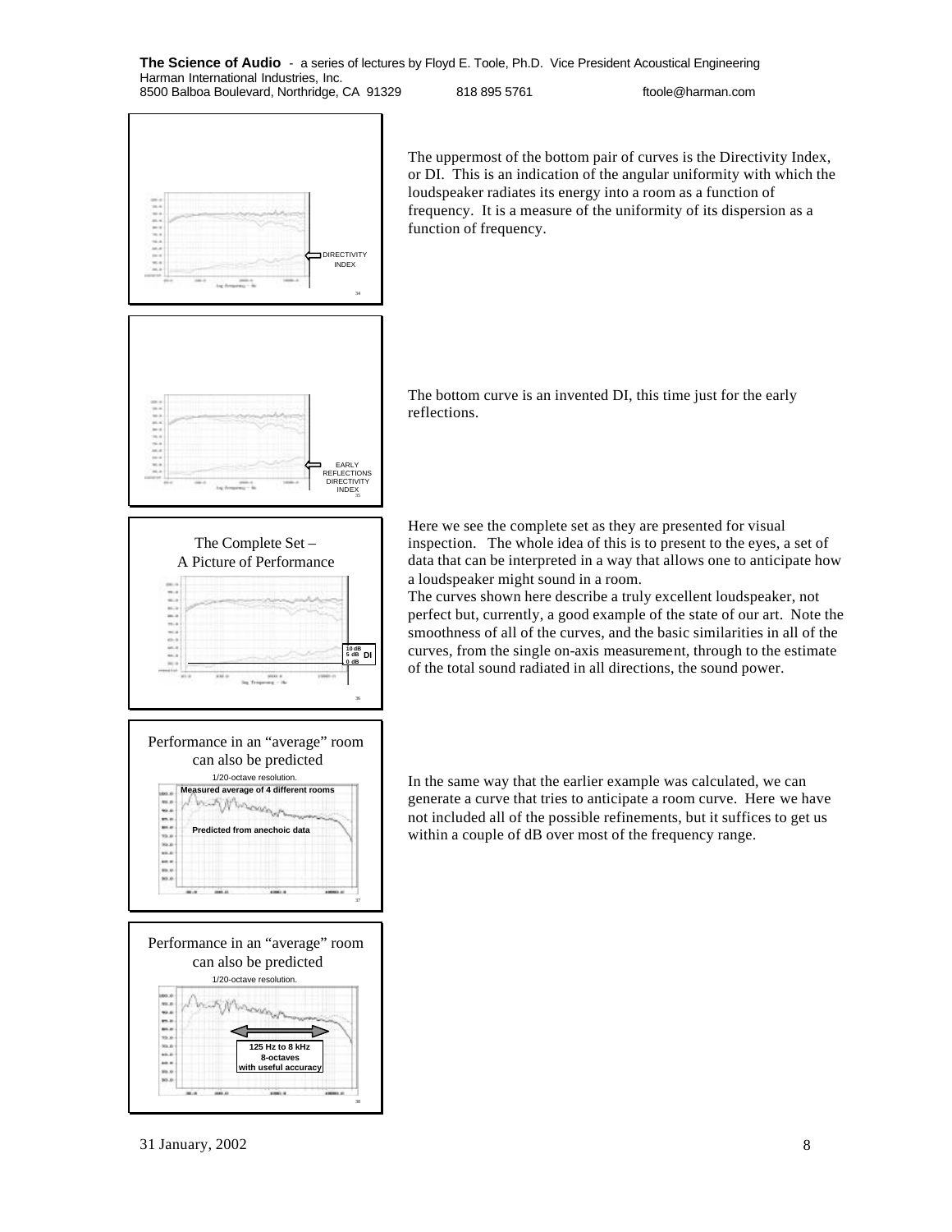The uppermost of the bottom pair of curves is the Directivity Index, or DI. This is an indication of the angular uniformity with which the loudspeaker radiates its energy into a room as a function of frequency. It is a measure of the uniformity of its dispersion as a function of frequency.

The bottom curve is an invented DI, this time just for the early reflections.

The Complete Set – A Picture of Performance

Here we see the complete set as they are presented for visual inspection. The whole idea of this is to present to the eyes, a set of data that can be interpreted in a way that allows one to anticipate how a loudspeaker might sound in a room.

The curves shown here describe a truly excellent loudspeaker, not perfect but, currently, a good example of the state of our art. Note the smoothness of all of the curves, and the basic similarities in all of the curves, from the single on-axis measurement, through to the estimate of the total sound radiated in all directions, the sound power.

Performance in an "average" room can also be predicted

In the same way that the earlier example was calculated, we can generate a curve that tries to anticipate a room curve. Here we have not included all of the possible refinements, but it suffices to get us within a couple of dB over most of the frequency range.

Performance in an "average" room can also be predicted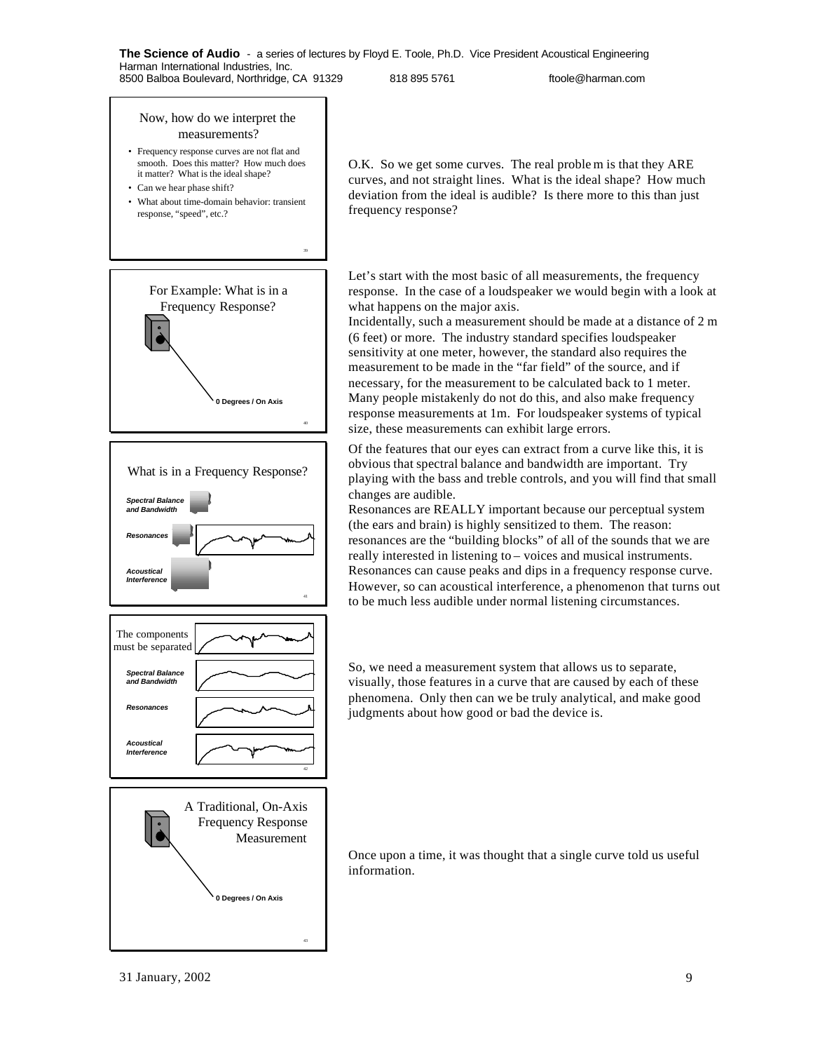Now, how do we interpret the measurements?

- Frequency response curves are not flat and smooth. Does this matter? How much does it matter? What is the ideal shape?
- Can we hear phase shift?
- What about time-domain behavior: transient response, "speed", etc.?

O.K. So we get some curves. The real problem is that they ARE curves, and not straight lines. What is the ideal shape? How much deviation from the ideal is audible? Is there more to this than just frequency response?

For Example: What is in a Frequency Response?

0 Degrees / On Axis

Let's start with the most basic of all measurements, the frequency response. In the case of a loudspeaker we would begin with a look at what happens on the major axis.

Incidentally, such a measurement should be made at a distance of 2 m (6 feet) or more. The industry standard specifies loudspeaker sensitivity at one meter, however, the standard also requires the measurement to be made in the "far field" of the source, and if necessary, for the measurement to be calculated back to 1 meter. Many people mistakenly do not do this, and also make frequency response measurements at 1m. For loudspeaker systems of typical size, these measurements can exhibit large errors.

What is in a Frequency Response?

*Spectral Balance and Bandwidth*

*Resonances*

*Acoustical Interference*

Of the features that our eyes can extract from a curve like this, it is obvious that spectral balance and bandwidth are important. Try playing with the bass and treble controls, and you will find that small changes are audible.

Resonances are REALLY important because our perceptual system (the ears and brain) is highly sensitized to them. The reason: resonances are the "building blocks" of all of the sounds that we are really interested in listening to – voices and musical instruments. Resonances can cause peaks and dips in a frequency response curve. However, so can acoustical interference, a phenomenon that turns out to be much less audible under normal listening circumstances.

The components must be separated

*Spectral Balance and Bandwidth*

*Resonances*

*Acoustical Interference*

So, we need a measurement system that allows us to separate, visually, those features in a curve that are caused by each of these phenomena. Only then can we be truly analytical, and make good judgments about how good or bad the device is.

A Traditional, On-Axis Frequency Response Measurement

0 Degrees / On Axis

Once upon a time, it was thought that a single curve told us useful information.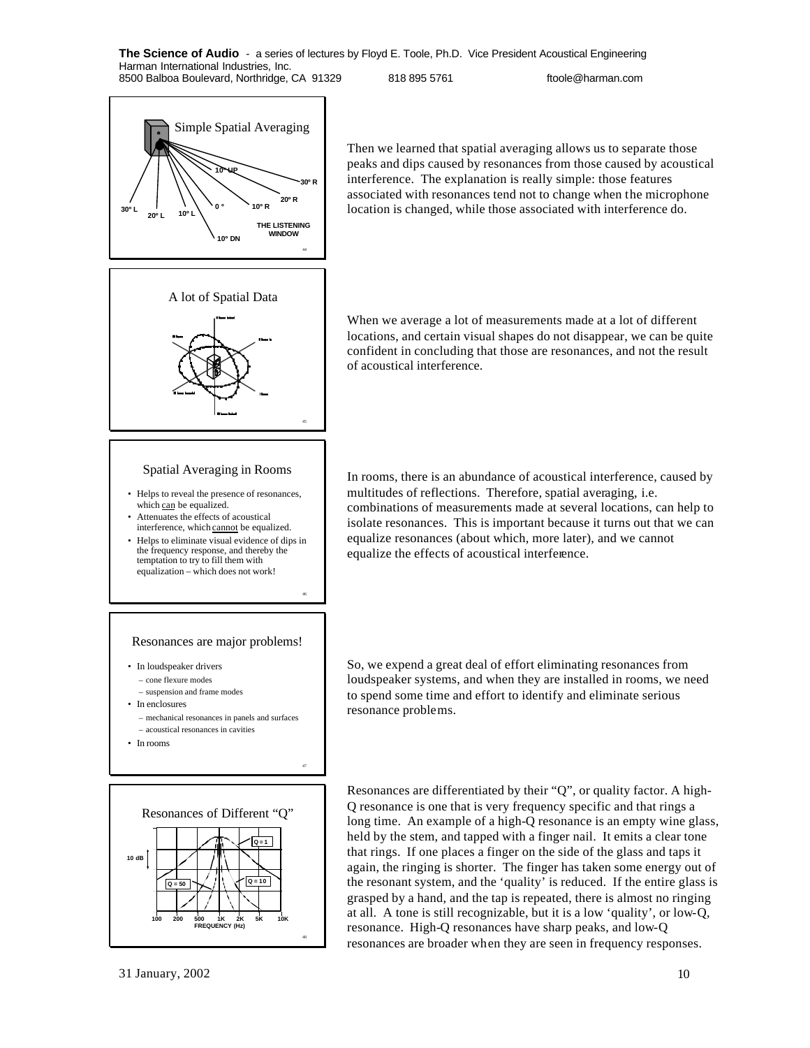### Simple Spatial Averaging

10º UP, 30º R, 20º R, 10º R, 0º, 10º L, 20º L, 30º L, 10º DN

THE LISTENING WINDOW

Then we learned that spatial averaging allows us to separate those peaks and dips caused by resonances from those caused by acoustical interference. The explanation is really simple: those features associated with resonances tend not to change when the microphone location is changed, while those associated with interference do.

### A lot of Spatial Data

When we average a lot of measurements made at a lot of different locations, and certain visual shapes do not disappear, we can be quite confident in concluding that those are resonances, and not the result of acoustical interference.

### Spatial Averaging in Rooms

- Helps to reveal the presence of resonances, which can be equalized.
- Attenuates the effects of acoustical interference, which cannot be equalized.
- Helps to eliminate visual evidence of dips in the frequency response, and thereby the temptation to try to fill them with equalization – which does not work!

In rooms, there is an abundance of acoustical interference, caused by multitudes of reflections. Therefore, spatial averaging, i.e. combinations of measurements made at several locations, can help to isolate resonances. This is important because it turns out that we can equalize resonances (about which, more later), and we cannot equalize the effects of acoustical interference.

### Resonances are major problems!

- In loudspeaker drivers
  - cone flexure modes
  - suspension and frame modes
- In enclosures
  - mechanical resonances in panels and surfaces
  - acoustical resonances in cavities
- In rooms

So, we expend a great deal of effort eliminating resonances from loudspeaker systems, and when they are installed in rooms, we need to spend some time and effort to identify and eliminate serious resonance problems.

### Resonances of Different "Q"

Q = 1, Q = 10, Q = 50, 10 dB

100, 200, 500, 1K, 2K, 5K, 10K — FREQUENCY (Hz)

Resonances are differentiated by their "Q", or quality factor. A high-Q resonance is one that is very frequency specific and that rings a long time. An example of a high-Q resonance is an empty wine glass, held by the stem, and tapped with a finger nail. It emits a clear tone that rings. If one places a finger on the side of the glass and taps it again, the ringing is shorter. The finger has taken some energy out of the resonant system, and the 'quality' is reduced. If the entire glass is grasped by a hand, and the tap is repeated, there is almost no ringing at all. A tone is still recognizable, but it is a low 'quality', or low-Q, resonance. High-Q resonances have sharp peaks, and low-Q resonances are broader when they are seen in frequency responses.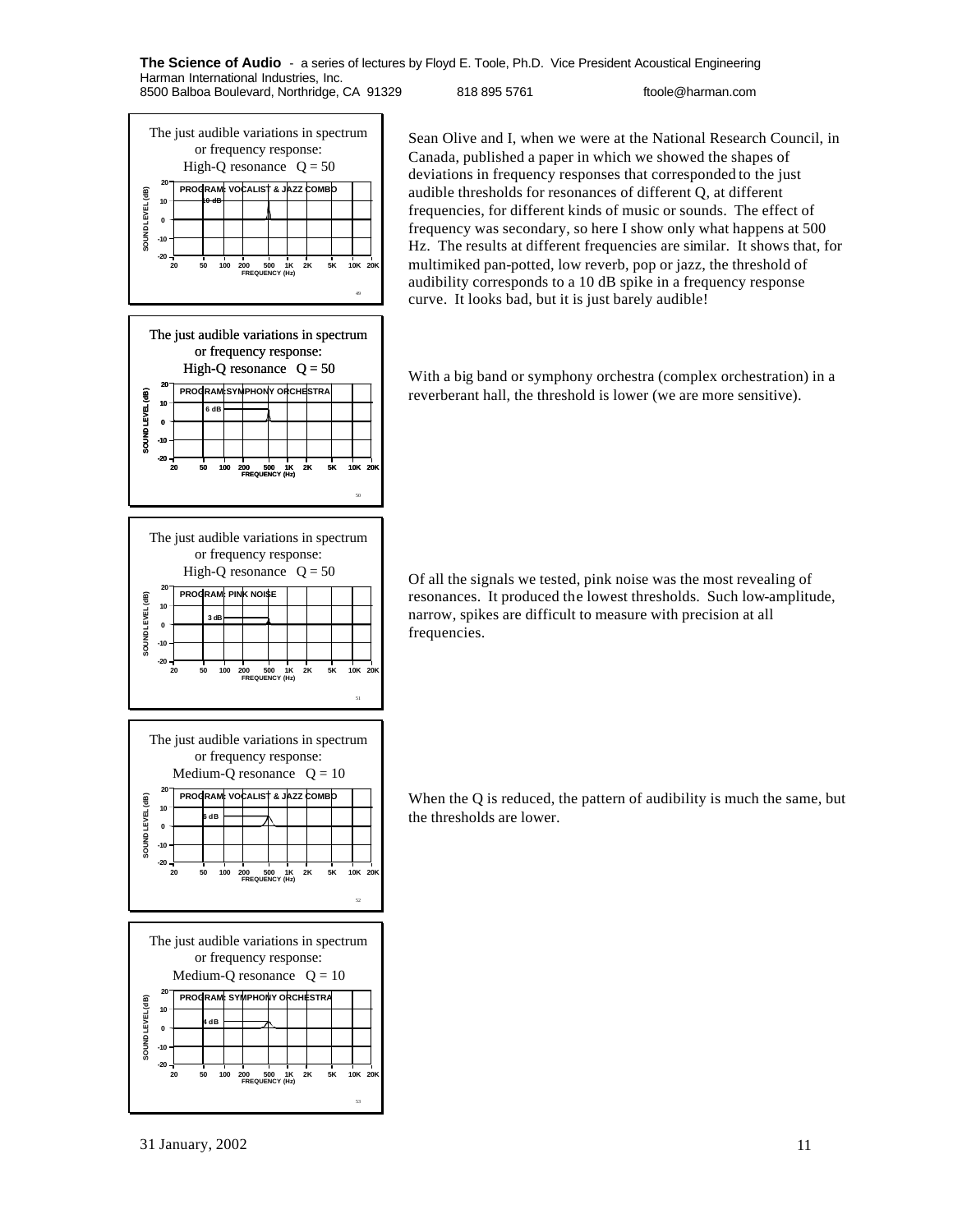The just audible variations in spectrum or frequency response:
High-Q resonance Q = 50

PROGRAM: VOCALIST & JAZZ COMBO — 10 dB

Sean Olive and I, when we were at the National Research Council, in Canada, published a paper in which we showed the shapes of deviations in frequency responses that corresponded to the just audible thresholds for resonances of different Q, at different frequencies, for different kinds of music or sounds. The effect of frequency was secondary, so here I show only what happens at 500 Hz. The results at different frequencies are similar. It shows that, for multimiked pan-potted, low reverb, pop or jazz, the threshold of audibility corresponds to a 10 dB spike in a frequency response curve. It looks bad, but it is just barely audible!

The just audible variations in spectrum or frequency response:
High-Q resonance Q = 50

PROGRAM: SYMPHONY ORCHESTRA — 6 dB

With a big band or symphony orchestra (complex orchestration) in a reverberant hall, the threshold is lower (we are more sensitive).

The just audible variations in spectrum or frequency response:
High-Q resonance Q = 50

PROGRAM: PINK NOISE — 3 dB

Of all the signals we tested, pink noise was the most revealing of resonances. It produced the lowest thresholds. Such low-amplitude, narrow, spikes are difficult to measure with precision at all frequencies.

The just audible variations in spectrum or frequency response:
Medium-Q resonance Q = 10

PROGRAM: VOCALIST & JAZZ COMBO — 6 dB

When the Q is reduced, the pattern of audibility is much the same, but the thresholds are lower.

The just audible variations in spectrum or frequency response:
Medium-Q resonance Q = 10

PROGRAM: SYMPHONY ORCHESTRA — 4 dB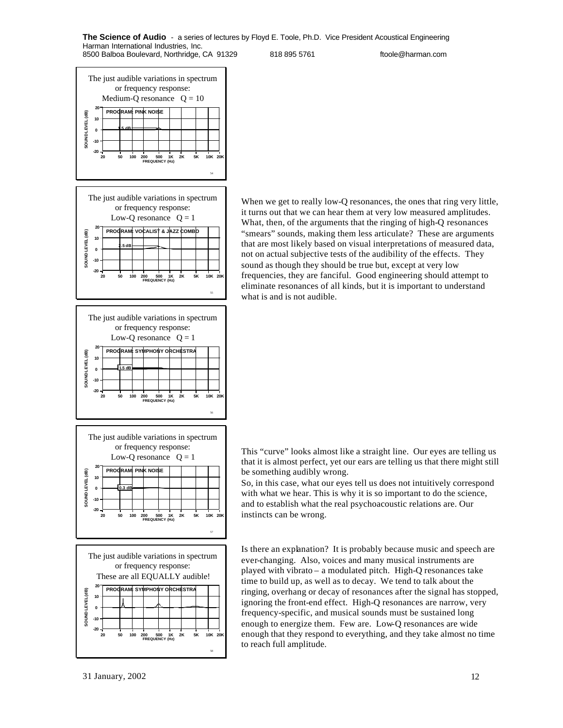The just audible variations in spectrum or frequency response:
Medium-Q resonance   Q = 10

PROGRAM: PINK NOISE

1.5 dB

The just audible variations in spectrum or frequency response:
Low-Q resonance   Q = 1

PROGRAM: VOCALIST & JAZZ COMBO

1.5 dB

When we get to really low-Q resonances, the ones that ring very little, it turns out that we can hear them at very low measured amplitudes. What, then, of the arguments that the ringing of high-Q resonances "smears" sounds, making them less articulate? These are arguments that are most likely based on visual interpretations of measured data, not on actual subjective tests of the audibility of the effects. They sound as though they should be true but, except at very low frequencies, they are fanciful. Good engineering should attempt to eliminate resonances of all kinds, but it is important to understand what is and is not audible.

The just audible variations in spectrum or frequency response:
Low-Q resonance   Q = 1

PROGRAM: SYMPHONY ORCHESTRA

1.5 dB

The just audible variations in spectrum or frequency response:
Low-Q resonance   Q = 1

PROGRAM: PINK NOISE

0.3 dB

This "curve" looks almost like a straight line. Our eyes are telling us that it is almost perfect, yet our ears are telling us that there might still be something audibly wrong.

So, in this case, what our eyes tell us does not intuitively correspond with what we hear. This is why it is so important to do the science, and to establish what the real psychoacoustic relations are. Our instincts can be wrong.

The just audible variations in spectrum or frequency response:
These are all EQUALLY audible!

PROGRAM: SYMPHONY ORCHESTRA

Is there an explanation? It is probably because music and speech are ever-changing. Also, voices and many musical instruments are played with vibrato – a modulated pitch. High-Q resonances take time to build up, as well as to decay. We tend to talk about the ringing, overhang or decay of resonances after the signal has stopped, ignoring the front-end effect. High-Q resonances are narrow, very frequency-specific, and musical sounds must be sustained long enough to energize them. Few are. Low-Q resonances are wide enough that they respond to everything, and they take almost no time to reach full amplitude.

31 January, 2002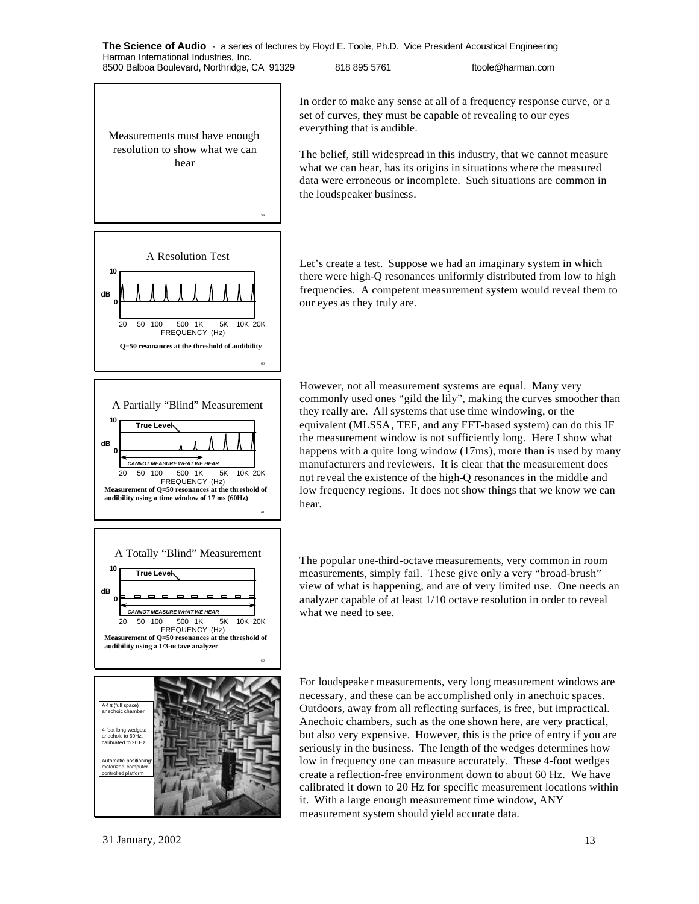Measurements must have enough resolution to show what we can hear

In order to make any sense at all of a frequency response curve, or a set of curves, they must be capable of revealing to our eyes everything that is audible.

The belief, still widespread in this industry, that we cannot measure what we can hear, has its origins in situations where the measured data were erroneous or incomplete. Such situations are common in the loudspeaker business.

A Resolution Test

Q=50 resonances at the threshold of audibility

Let's create a test. Suppose we had an imaginary system in which there were high-Q resonances uniformly distributed from low to high frequencies. A competent measurement system would reveal them to our eyes as they truly are.

A Partially "Blind" Measurement

Measurement of Q=50 resonances at the threshold of audibility using a time window of 17 ms (60Hz)

However, not all measurement systems are equal. Many very commonly used ones "gild the lily", making the curves smoother than they really are. All systems that use time windowing, or the equivalent (MLSSA, TEF, and any FFT-based system) can do this IF the measurement window is not sufficiently long. Here I show what happens with a quite long window (17ms), more than is used by many manufacturers and reviewers. It is clear that the measurement does not reveal the existence of the high-Q resonances in the middle and low frequency regions. It does not show things that we know we can hear.

A Totally "Blind" Measurement

Measurement of Q=50 resonances at the threshold of audibility using a 1/3-octave analyzer

The popular one-third-octave measurements, very common in room measurements, simply fail. These give only a very "broad-brush" view of what is happening, and are of very limited use. One needs an analyzer capable of at least 1/10 octave resolution in order to reveal what we need to see.

A 4π (full space) anechoic chamber

4-foot long wedges: anechoic to 60Hz, calibrated to 20 Hz

Automatic positioning: motorized, computer-controlled platform

For loudspeaker measurements, very long measurement windows are necessary, and these can be accomplished only in anechoic spaces. Outdoors, away from all reflecting surfaces, is free, but impractical. Anechoic chambers, such as the one shown here, are very practical, but also very expensive. However, this is the price of entry if you are seriously in the business. The length of the wedges determines how low in frequency one can measure accurately. These 4-foot wedges create a reflection-free environment down to about 60 Hz. We have calibrated it down to 20 Hz for specific measurement locations within it. With a large enough measurement time window, ANY measurement system should yield accurate data.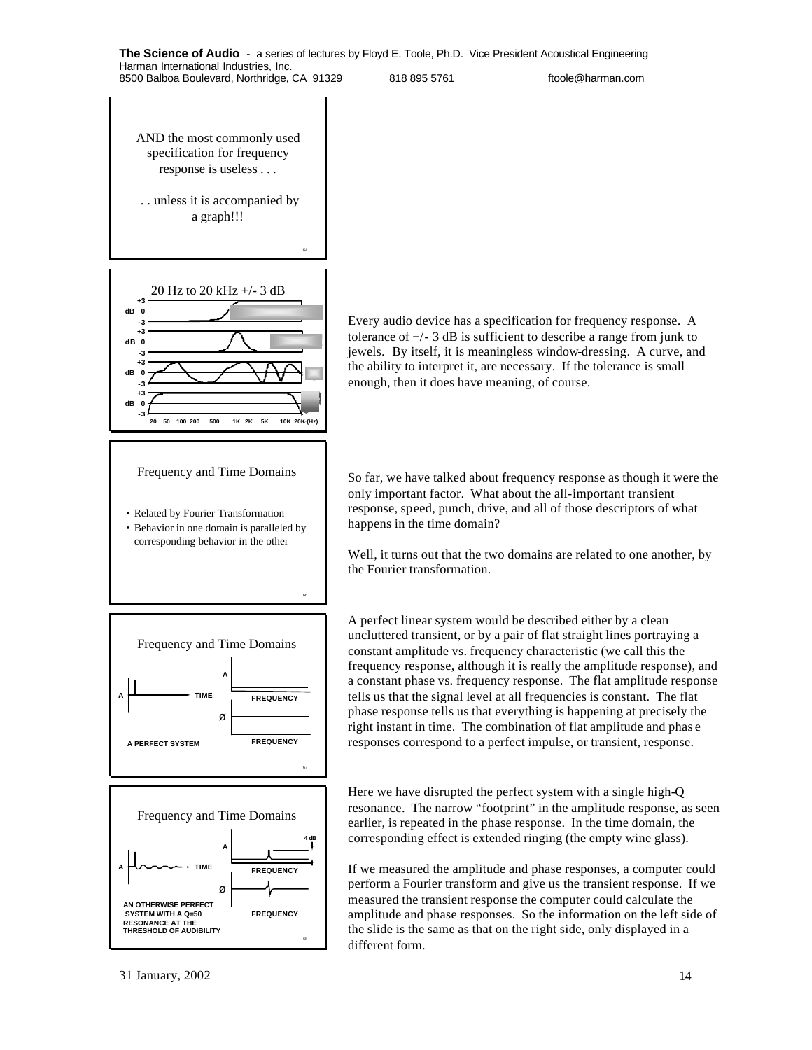AND the most commonly used specification for frequency response is useless . . .

. . unless it is accompanied by a graph!!!

20 Hz to 20 kHz +/- 3 dB

Every audio device has a specification for frequency response. A tolerance of +/- 3 dB is sufficient to describe a range from junk to jewels. By itself, it is meaningless window-dressing. A curve, and the ability to interpret it, are necessary. If the tolerance is small enough, then it does have meaning, of course.

Frequency and Time Domains

- Related by Fourier Transformation
- Behavior in one domain is paralleled by corresponding behavior in the other

So far, we have talked about frequency response as though it were the only important factor. What about the all-important transient response, speed, punch, drive, and all of those descriptors of what happens in the time domain?

Well, it turns out that the two domains are related to one another, by the Fourier transformation.

Frequency and Time Domains

A PERFECT SYSTEM

A perfect linear system would be described either by a clean uncluttered transient, or by a pair of flat straight lines portraying a constant amplitude vs. frequency characteristic (we call this the frequency response, although it is really the amplitude response), and a constant phase vs. frequency response. The flat amplitude response tells us that the signal level at all frequencies is constant. The flat phase response tells us that everything is happening at precisely the right instant in time. The combination of flat amplitude and phase responses correspond to a perfect impulse, or transient, response.

Frequency and Time Domains

AN OTHERWISE PERFECT SYSTEM WITH A Q=50 RESONANCE AT THE THRESHOLD OF AUDIBILITY

Here we have disrupted the perfect system with a single high-Q resonance. The narrow "footprint" in the amplitude response, as seen earlier, is repeated in the phase response. In the time domain, the corresponding effect is extended ringing (the empty wine glass).

If we measured the amplitude and phase responses, a computer could perform a Fourier transform and give us the transient response. If we measured the transient response the computer could calculate the amplitude and phase responses. So the information on the left side of the slide is the same as that on the right side, only displayed in a different form.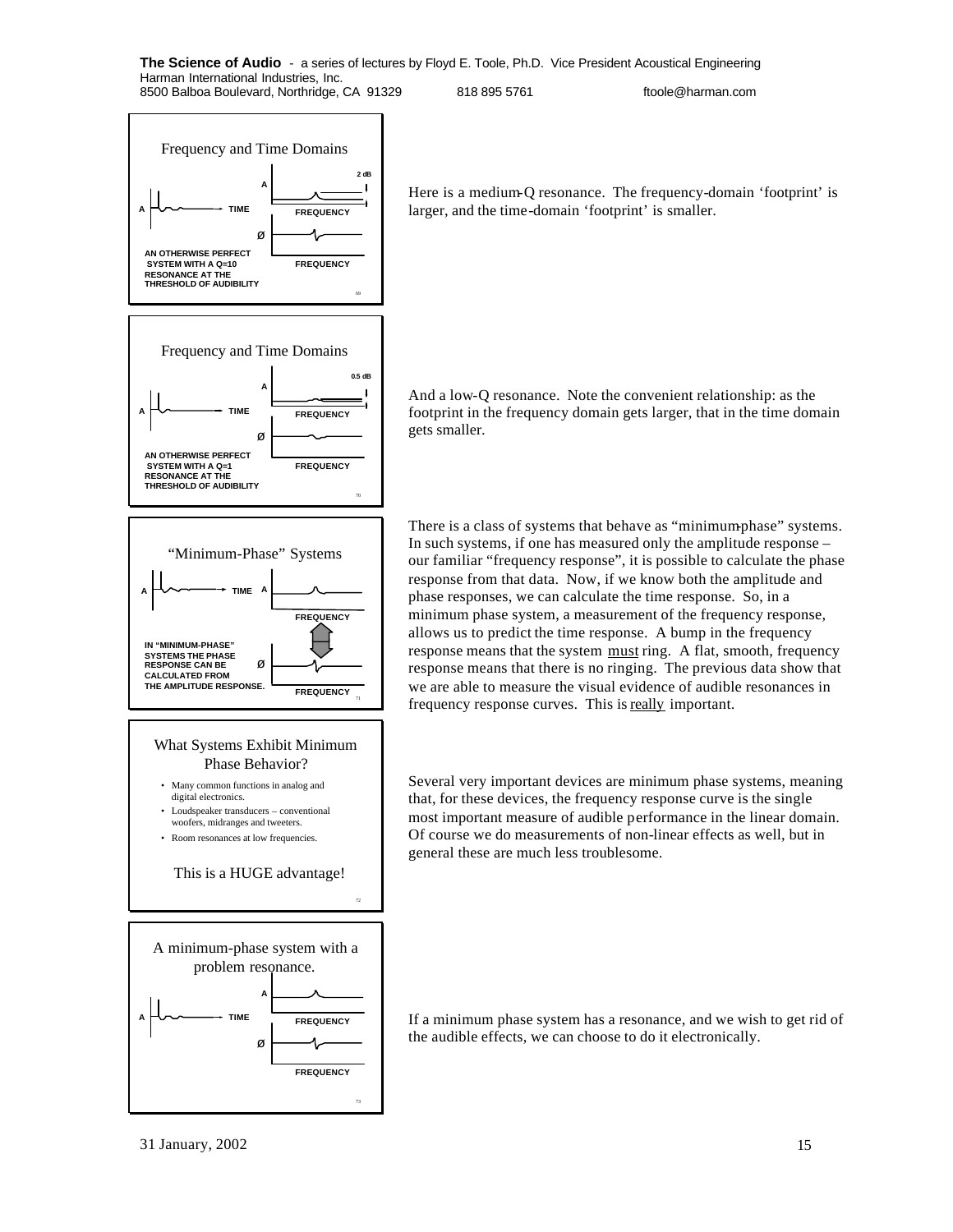### Frequency and Time Domains

AN OTHERWISE PERFECT SYSTEM WITH A Q=10 RESONANCE AT THE THRESHOLD OF AUDIBILITY

Here is a medium-Q resonance. The frequency-domain 'footprint' is larger, and the time-domain 'footprint' is smaller.

### Frequency and Time Domains

AN OTHERWISE PERFECT SYSTEM WITH A Q=1 RESONANCE AT THE THRESHOLD OF AUDIBILITY

And a low-Q resonance. Note the convenient relationship: as the footprint in the frequency domain gets larger, that in the time domain gets smaller.

### "Minimum-Phase" Systems

IN "MINIMUM-PHASE" SYSTEMS THE PHASE RESPONSE CAN BE CALCULATED FROM THE AMPLITUDE RESPONSE.

There is a class of systems that behave as "minimum-phase" systems. In such systems, if one has measured only the amplitude response – our familiar "frequency response", it is possible to calculate the phase response from that data. Now, if we know both the amplitude and phase responses, we can calculate the time response. So, in a minimum phase system, a measurement of the frequency response, allows us to predict the time response. A bump in the frequency response means that the system must ring. A flat, smooth, frequency response means that there is no ringing. The previous data show that we are able to measure the visual evidence of audible resonances in frequency response curves. This is really important.

### What Systems Exhibit Minimum Phase Behavior?

- Many common functions in analog and digital electronics.
- Loudspeaker transducers – conventional woofers, midranges and tweeters.
- Room resonances at low frequencies.

This is a HUGE advantage!

Several very important devices are minimum phase systems, meaning that, for these devices, the frequency response curve is the single most important measure of audible performance in the linear domain. Of course we do measurements of non-linear effects as well, but in general these are much less troublesome.

### A minimum-phase system with a problem resonance.

If a minimum phase system has a resonance, and we wish to get rid of the audible effects, we can choose to do it electronically.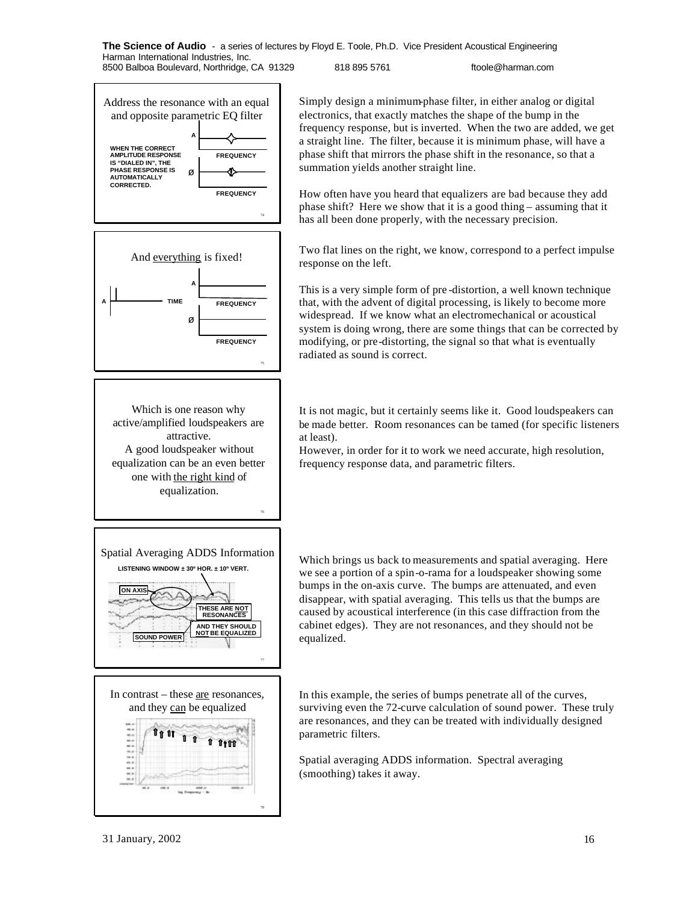**Address the resonance with an equal and opposite parametric EQ filter**

WHEN THE CORRECT AMPLITUDE RESPONSE IS "DIALED IN", THE PHASE RESPONSE IS AUTOMATICALLY CORRECTED.

Simply design a minimum-phase filter, in either analog or digital electronics, that exactly matches the shape of the bump in the frequency response, but is inverted. When the two are added, we get a straight line. The filter, because it is minimum phase, will have a phase shift that mirrors the phase shift in the resonance, so that a summation yields another straight line.

How often have you heard that equalizers are bad because they add phase shift? Here we show that it is a good thing – assuming that it has all been done properly, with the necessary precision.

**And everything is fixed!**

Two flat lines on the right, we know, correspond to a perfect impulse response on the left.

This is a very simple form of pre-distortion, a well known technique that, with the advent of digital processing, is likely to become more widespread. If we know what an electromechanical or acoustical system is doing wrong, there are some things that can be corrected by modifying, or pre-distorting, the signal so that what is eventually radiated as sound is correct.

**Which is one reason why active/amplified loudspeakers are attractive.**
**A good loudspeaker without equalization can be an even better one with the right kind of equalization.**

It is not magic, but it certainly seems like it. Good loudspeakers can be made better. Room resonances can be tamed (for specific listeners at least).
However, in order for it to work we need accurate, high resolution, frequency response data, and parametric filters.

**Spatial Averaging ADDS Information**

LISTENING WINDOW ± 30º HOR. ± 10º VERT. — ON AXIS — THESE ARE NOT RESONANCES — AND THEY SHOULD NOT BE EQUALIZED — SOUND POWER

Which brings us back to measurements and spatial averaging. Here we see a portion of a spin-o-rama for a loudspeaker showing some bumps in the on-axis curve. The bumps are attenuated, and even disappear, with spatial averaging. This tells us that the bumps are caused by acoustical interference (in this case diffraction from the cabinet edges). They are not resonances, and they should not be equalized.

**In contrast – these are resonances, and they can be equalized**

In this example, the series of bumps penetrate all of the curves, surviving even the 72-curve calculation of sound power. These truly are resonances, and they can be treated with individually designed parametric filters.

Spatial averaging ADDS information. Spectral averaging (smoothing) takes it away.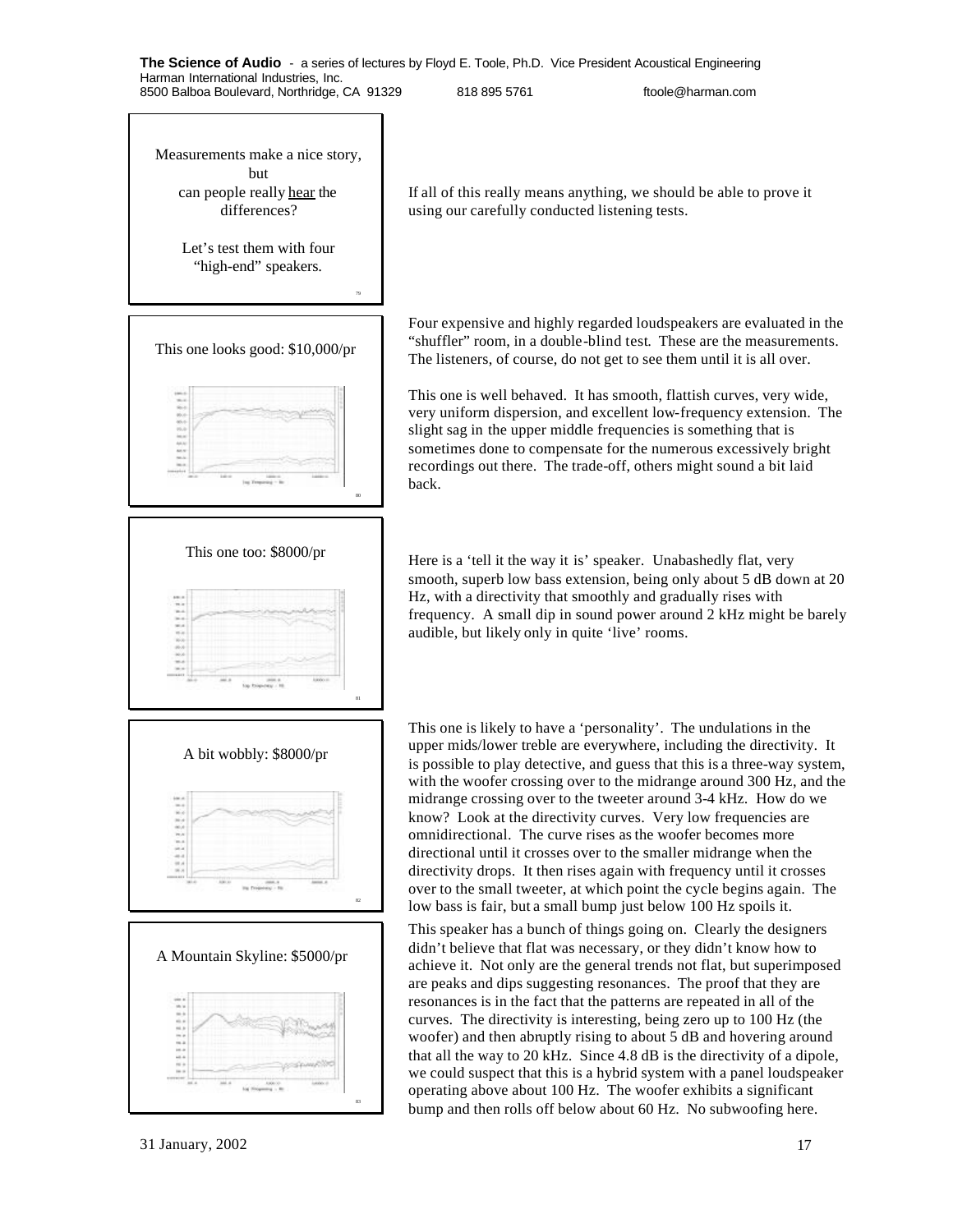Measurements make a nice story, but can people really hear the differences?

Let's test them with four "high-end" speakers.

If all of this really means anything, we should be able to prove it using our carefully conducted listening tests.

This one looks good: $10,000/pr

Four expensive and highly regarded loudspeakers are evaluated in the "shuffler" room, in a double-blind test. These are the measurements. The listeners, of course, do not get to see them until it is all over.

This one is well behaved. It has smooth, flattish curves, very wide, very uniform dispersion, and excellent low-frequency extension. The slight sag in the upper middle frequencies is something that is sometimes done to compensate for the numerous excessively bright recordings out there. The trade-off, others might sound a bit laid back.

This one too: $8000/pr

Here is a 'tell it the way it is' speaker. Unabashedly flat, very smooth, superb low bass extension, being only about 5 dB down at 20 Hz, with a directivity that smoothly and gradually rises with frequency. A small dip in sound power around 2 kHz might be barely audible, but likely only in quite 'live' rooms.

A bit wobbly: $8000/pr

This one is likely to have a 'personality'. The undulations in the upper mids/lower treble are everywhere, including the directivity. It is possible to play detective, and guess that this is a three-way system, with the woofer crossing over to the midrange around 300 Hz, and the midrange crossing over to the tweeter around 3-4 kHz. How do we know? Look at the directivity curves. Very low frequencies are omnidirectional. The curve rises as the woofer becomes more directional until it crosses over to the smaller midrange when the directivity drops. It then rises again with frequency until it crosses over to the small tweeter, at which point the cycle begins again. The low bass is fair, but a small bump just below 100 Hz spoils it.

A Mountain Skyline: $5000/pr

This speaker has a bunch of things going on. Clearly the designers didn't believe that flat was necessary, or they didn't know how to achieve it. Not only are the general trends not flat, but superimposed are peaks and dips suggesting resonances. The proof that they are resonances is in the fact that the patterns are repeated in all of the curves. The directivity is interesting, being zero up to 100 Hz (the woofer) and then abruptly rising to about 5 dB and hovering around that all the way to 20 kHz. Since 4.8 dB is the directivity of a dipole, we could suspect that this is a hybrid system with a panel loudspeaker operating above about 100 Hz. The woofer exhibits a significant bump and then rolls off below about 60 Hz. No subwoofing here.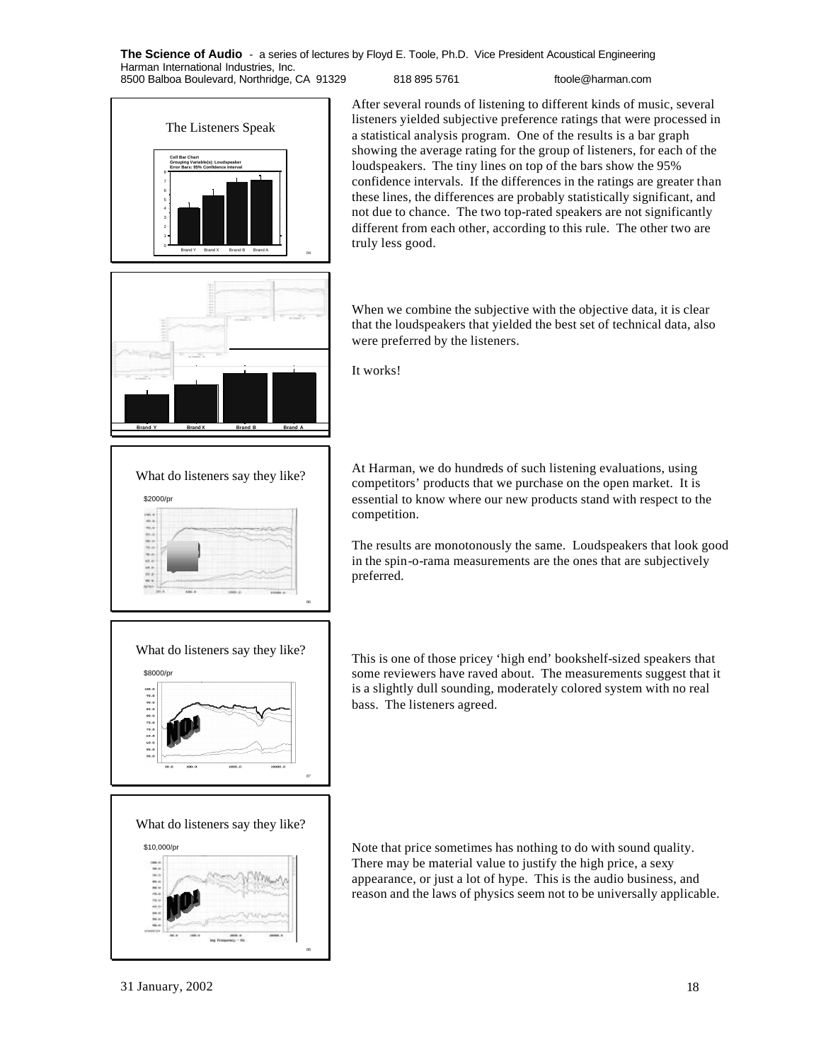After several rounds of listening to different kinds of music, several listeners yielded subjective preference ratings that were processed in a statistical analysis program. One of the results is a bar graph showing the average rating for the group of listeners, for each of the loudspeakers. The tiny lines on top of the bars show the 95% confidence intervals. If the differences in the ratings are greater than these lines, the differences are probably statistically significant, and not due to chance. The two top-rated speakers are not significantly different from each other, according to this rule. The other two are truly less good.

When we combine the subjective with the objective data, it is clear that the loudspeakers that yielded the best set of technical data, also were preferred by the listeners.

It works!

At Harman, we do hundreds of such listening evaluations, using competitors' products that we purchase on the open market. It is essential to know where our new products stand with respect to the competition.

The results are monotonously the same. Loudspeakers that look good in the spin-o-rama measurements are the ones that are subjectively preferred.

This is one of those pricey 'high end' bookshelf-sized speakers that some reviewers have raved about. The measurements suggest that it is a slightly dull sounding, moderately colored system with no real bass. The listeners agreed.

Note that price sometimes has nothing to do with sound quality. There may be material value to justify the high price, a sexy appearance, or just a lot of hype. This is the audio business, and reason and the laws of physics seem not to be universally applicable.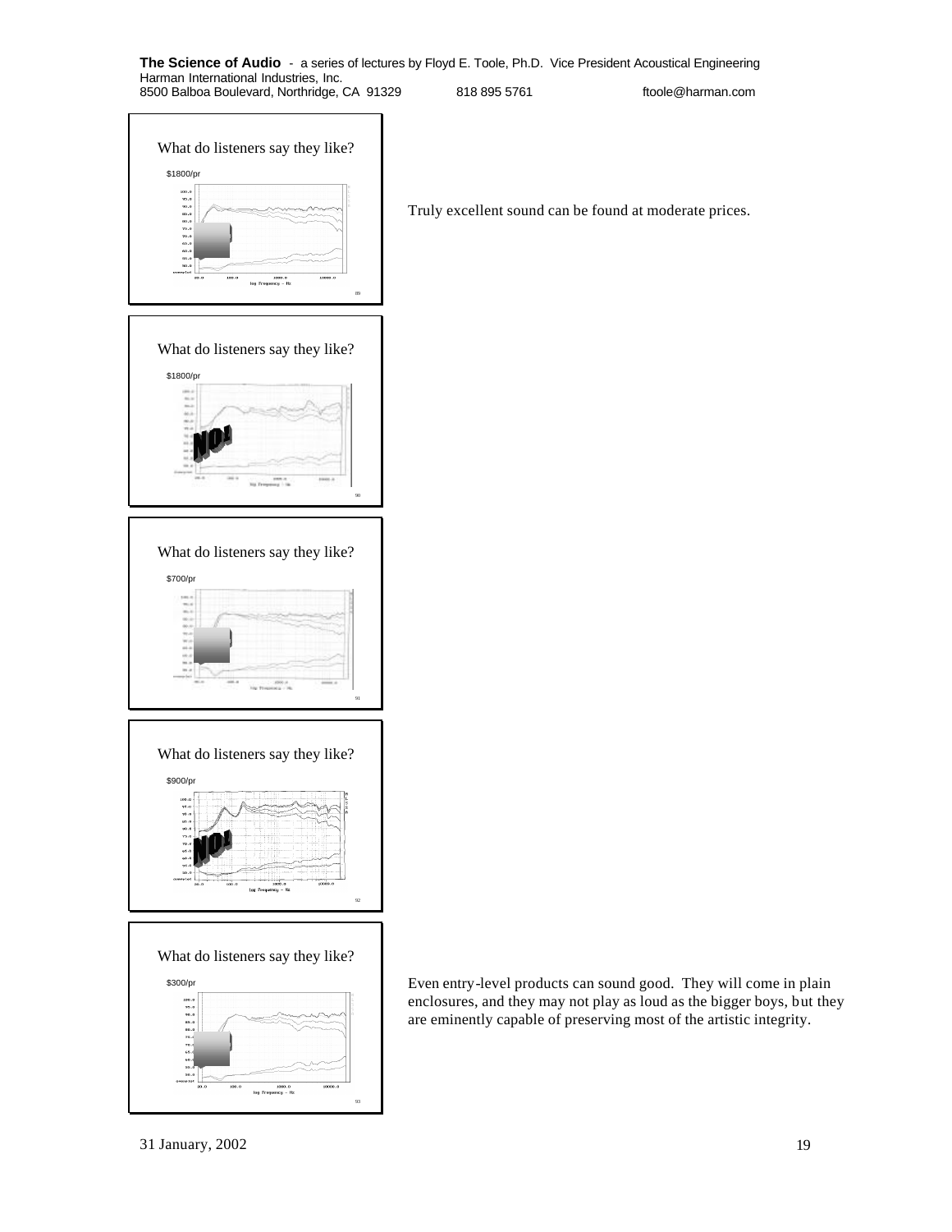What do listeners say they like?

$1800/pr

Truly excellent sound can be found at moderate prices.

What do listeners say they like?

$1800/pr

NO!

What do listeners say they like?

$700/pr

What do listeners say they like?

$900/pr

NO!

What do listeners say they like?

$300/pr

Even entry-level products can sound good. They will come in plain enclosures, and they may not play as loud as the bigger boys, but they are eminently capable of preserving most of the artistic integrity.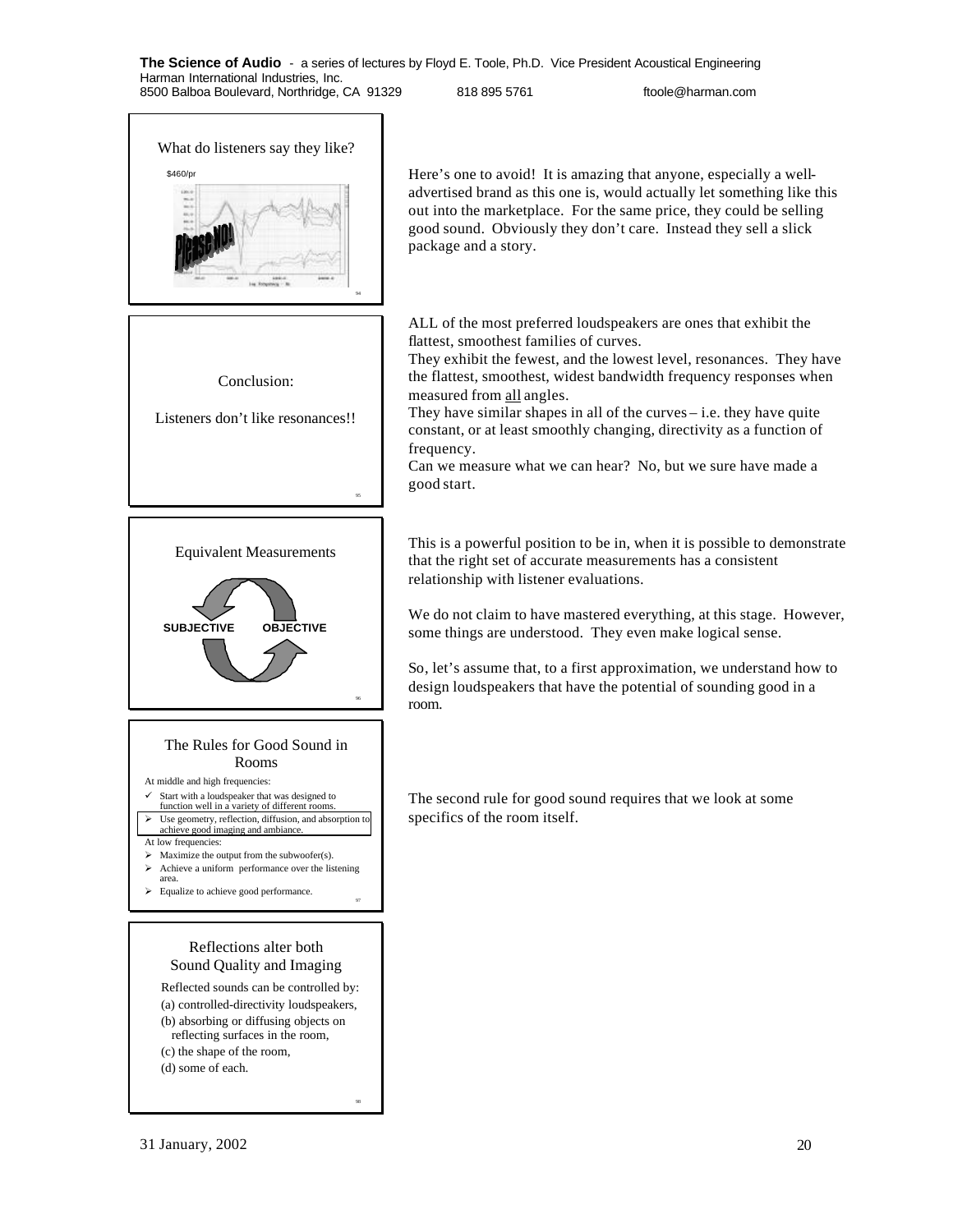What do listeners say they like?

$460/pr

Please NO!

Here's one to avoid! It is amazing that anyone, especially a well-advertised brand as this one is, would actually let something like this out into the marketplace. For the same price, they could be selling good sound. Obviously they don't care. Instead they sell a slick package and a story.

Conclusion:

Listeners don't like resonances!!

ALL of the most preferred loudspeakers are ones that exhibit the flattest, smoothest families of curves.
They exhibit the fewest, and the lowest level, resonances. They have the flattest, smoothest, widest bandwidth frequency responses when measured from <u>all</u> angles.
They have similar shapes in all of the curves – i.e. they have quite constant, or at least smoothly changing, directivity as a function of frequency.
Can we measure what we can hear? No, but we sure have made a good start.

Equivalent Measurements

SUBJECTIVE OBJECTIVE

This is a powerful position to be in, when it is possible to demonstrate that the right set of accurate measurements has a consistent relationship with listener evaluations.

We do not claim to have mastered everything, at this stage. However, some things are understood. They even make logical sense.

So, let's assume that, to a first approximation, we understand how to design loudspeakers that have the potential of sounding good in a room.

The Rules for Good Sound in Rooms

At middle and high frequencies:

- ✓ Start with a loudspeaker that was designed to function well in a variety of different rooms.
- ➢ Use geometry, reflection, diffusion, and absorption to achieve good imaging and ambiance.

At low frequencies:

- ➢ Maximize the output from the subwoofer(s).
- ➢ Achieve a uniform performance over the listening area.
- ➢ Equalize to achieve good performance.

The second rule for good sound requires that we look at some specifics of the room itself.

Reflections alter both Sound Quality and Imaging

Reflected sounds can be controlled by:
(a) controlled-directivity loudspeakers,
(b) absorbing or diffusing objects on reflecting surfaces in the room,
(c) the shape of the room,
(d) some of each.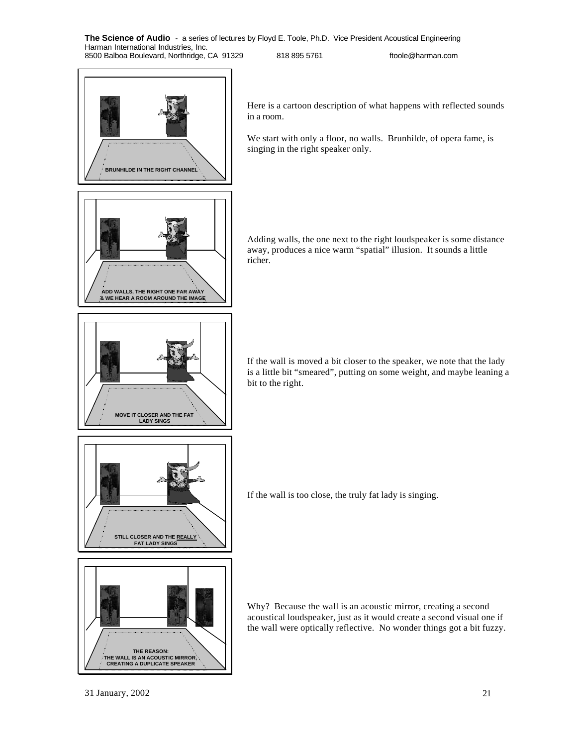BRUNHILDE IN THE RIGHT CHANNEL

Here is a cartoon description of what happens with reflected sounds in a room.

We start with only a floor, no walls. Brunhilde, of opera fame, is singing in the right speaker only.

ADD WALLS, THE RIGHT ONE FAR AWAY & WE HEAR A ROOM AROUND THE IMAGE

Adding walls, the one next to the right loudspeaker is some distance away, produces a nice warm “spatial” illusion. It sounds a little richer.

MOVE IT CLOSER AND THE FAT LADY SINGS

If the wall is moved a bit closer to the speaker, we note that the lady is a little bit “smeared”, putting on some weight, and maybe leaning a bit to the right.

STILL CLOSER AND THE REALLY FAT LADY SINGS

If the wall is too close, the truly fat lady is singing.

THE REASON: THE WALL IS AN ACOUSTIC MIRROR, CREATING A DUPLICATE SPEAKER

Why? Because the wall is an acoustic mirror, creating a second acoustical loudspeaker, just as it would create a second visual one if the wall were optically reflective. No wonder things got a bit fuzzy.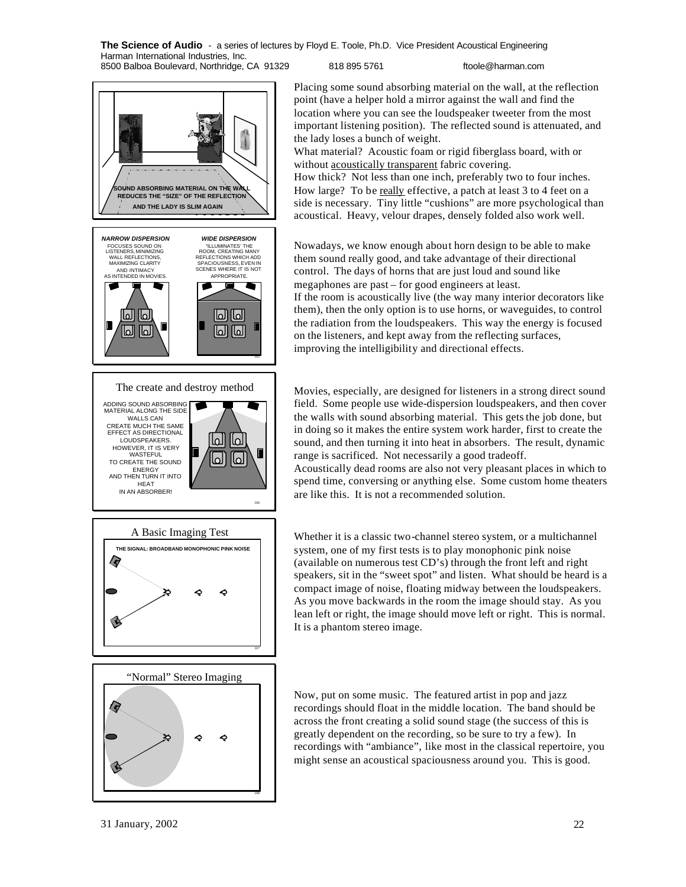Placing some sound absorbing material on the wall, at the reflection point (have a helper hold a mirror against the wall and find the location where you can see the loudspeaker tweeter from the most important listening position). The reflected sound is attenuated, and the lady loses a bunch of weight.

What material? Acoustic foam or rigid fiberglass board, with or without acoustically transparent fabric covering.

How thick? Not less than one inch, preferably two to four inches.

How large? To be really effective, a patch at least 3 to 4 feet on a side is necessary. Tiny little "cushions" are more psychological than acoustical. Heavy, velour drapes, densely folded also work well.

SOUND ABSORBING MATERIAL ON THE WALL REDUCES THE "SIZE" OF THE REFLECTION AND THE LADY IS SLIM AGAIN

Nowadays, we know enough about horn design to be able to make them sound really good, and take advantage of their directional control. The days of horns that are just loud and sound like megaphones are past – for good engineers at least.

If the room is acoustically live (the way many interior decorators like them), then the only option is to use horns, or waveguides, to control the radiation from the loudspeakers. This way the energy is focused on the listeners, and kept away from the reflecting surfaces, improving the intelligibility and directional effects.

**NARROW DISPERSION** FOCUSES SOUND ON LISTENERS, MINIMIZING WALL REFLECTIONS, MAXIMIZING CLARITY AND INTIMACY AS INTENDED IN MOVIES.

**WIDE DISPERSION** "ILLUMINATES" THE ROOM, CREATING MANY REFLECTIONS WHICH ADD SPACIOUSNESS, EVEN IN SCENES WHERE IT IS NOT APPROPRIATE.

### The create and destroy method

ADDING SOUND ABSORBING MATERIAL ALONG THE SIDE WALLS CAN CREATE MUCH THE SAME EFFECT AS DIRECTIONAL LOUDSPEAKERS. HOWEVER, IT IS VERY WASTEFUL TO CREATE THE SOUND ENERGY AND THEN TURN IT INTO HEAT IN AN ABSORBER!

Movies, especially, are designed for listeners in a strong direct sound field. Some people use wide-dispersion loudspeakers, and then cover the walls with sound absorbing material. This gets the job done, but in doing so it makes the entire system work harder, first to create the sound, and then turning it into heat in absorbers. The result, dynamic range is sacrificed. Not necessarily a good tradeoff.

Acoustically dead rooms are also not very pleasant places in which to spend time, conversing or anything else. Some custom home theaters are like this. It is not a recommended solution.

### A Basic Imaging Test

THE SIGNAL: BROADBAND MONOPHONIC PINK NOISE

Whether it is a classic two-channel stereo system, or a multichannel system, one of my first tests is to play monophonic pink noise (available on numerous test CD's) through the front left and right speakers, sit in the "sweet spot" and listen. What should be heard is a compact image of noise, floating midway between the loudspeakers. As you move backwards in the room the image should stay. As you lean left or right, the image should move left or right. This is normal. It is a phantom stereo image.

### "Normal" Stereo Imaging

Now, put on some music. The featured artist in pop and jazz recordings should float in the middle location. The band should be across the front creating a solid sound stage (the success of this is greatly dependent on the recording, so be sure to try a few). In recordings with "ambiance", like most in the classical repertoire, you might sense an acoustical spaciousness around you. This is good.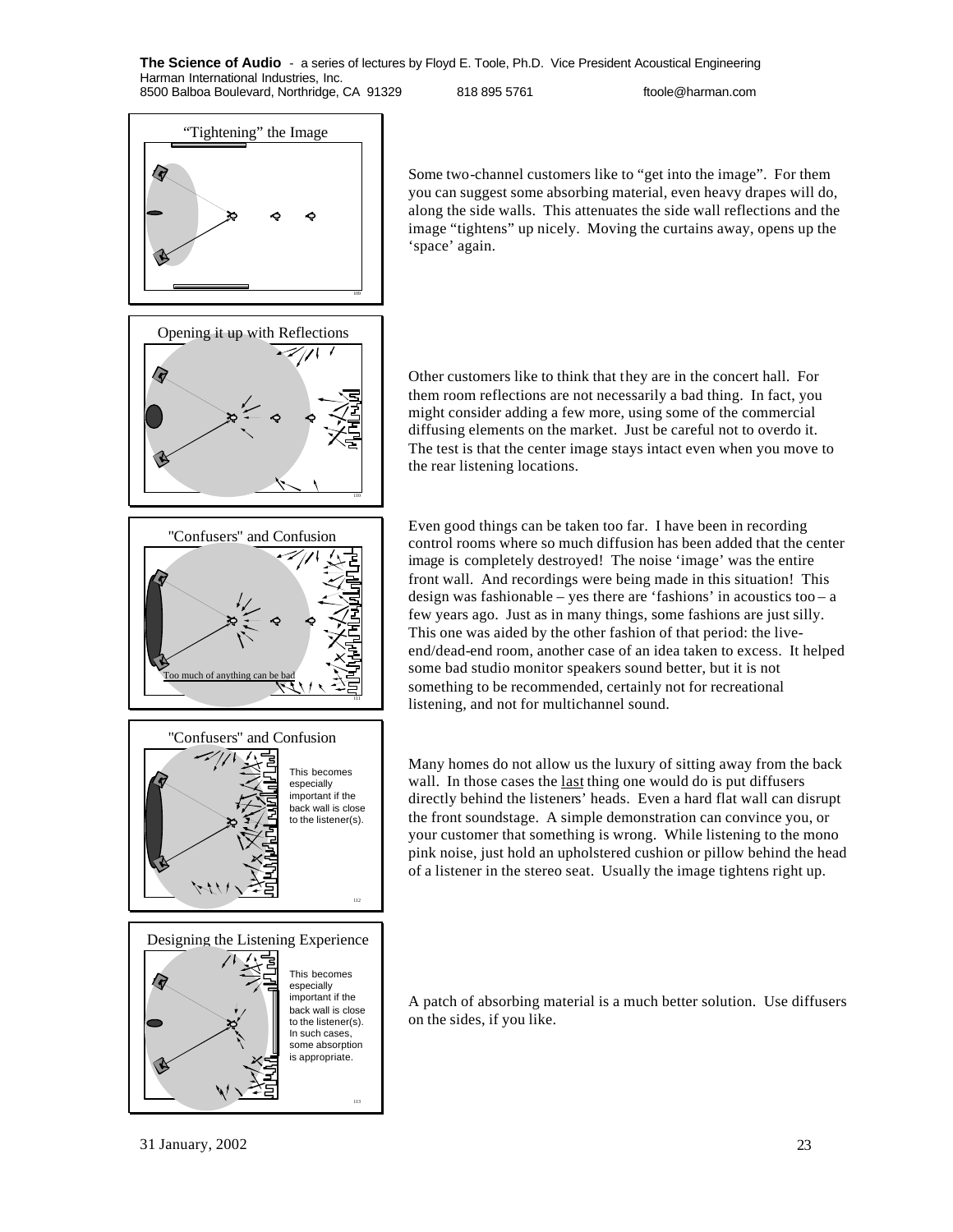“Tightening” the Image

Some two-channel customers like to “get into the image”. For them you can suggest some absorbing material, even heavy drapes will do, along the side walls. This attenuates the side wall reflections and the image “tightens” up nicely. Moving the curtains away, opens up the ‘space’ again.

Opening it up with Reflections

Other customers like to think that they are in the concert hall. For them room reflections are not necessarily a bad thing. In fact, you might consider adding a few more, using some of the commercial diffusing elements on the market. Just be careful not to overdo it. The test is that the center image stays intact even when you move to the rear listening locations.

"Confusers" and Confusion

Too much of anything can be bad

Even good things can be taken too far. I have been in recording control rooms where so much diffusion has been added that the center image is completely destroyed! The noise ‘image’ was the entire front wall. And recordings were being made in this situation! This design was fashionable – yes there are ‘fashions’ in acoustics too – a few years ago. Just as in many things, some fashions are just silly. This one was aided by the other fashion of that period: the live-end/dead-end room, another case of an idea taken to excess. It helped some bad studio monitor speakers sound better, but it is not something to be recommended, certainly not for recreational listening, and not for multichannel sound.

"Confusers" and Confusion

This becomes especially important if the back wall is close to the listener(s).

Many homes do not allow us the luxury of sitting away from the back wall. In those cases the <u>last</u> thing one would do is put diffusers directly behind the listeners’ heads. Even a hard flat wall can disrupt the front soundstage. A simple demonstration can convince you, or your customer that something is wrong. While listening to the mono pink noise, just hold an upholstered cushion or pillow behind the head of a listener in the stereo seat. Usually the image tightens right up.

Designing the Listening Experience

This becomes especially important if the back wall is close to the listener(s). In such cases, some absorption is appropriate.

A patch of absorbing material is a much better solution. Use diffusers on the sides, if you like.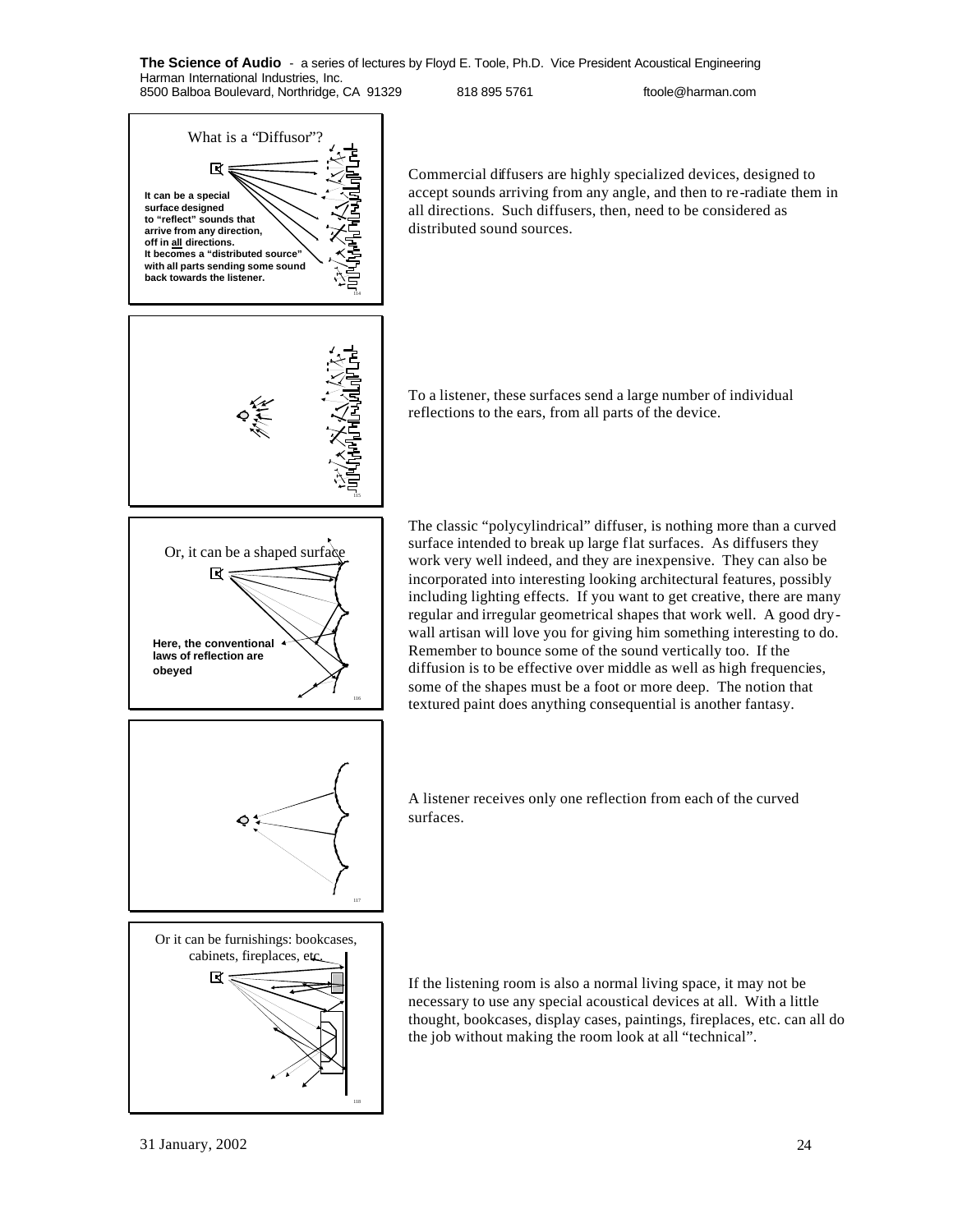What is a "Diffusor"?

**It can be a special surface designed to "reflect" sounds that arrive from any direction, off in all directions. It becomes a "distributed source" with all parts sending some sound back towards the listener.**

Commercial diffusers are highly specialized devices, designed to accept sounds arriving from any angle, and then to re-radiate them in all directions. Such diffusers, then, need to be considered as distributed sound sources.

To a listener, these surfaces send a large number of individual reflections to the ears, from all parts of the device.

Or, it can be a shaped surface

**Here, the conventional laws of reflection are obeyed**

The classic "polycylindrical" diffuser, is nothing more than a curved surface intended to break up large flat surfaces. As diffusers they work very well indeed, and they are inexpensive. They can also be incorporated into interesting looking architectural features, possibly including lighting effects. If you want to get creative, there are many regular and irregular geometrical shapes that work well. A good dry-wall artisan will love you for giving him something interesting to do. Remember to bounce some of the sound vertically too. If the diffusion is to be effective over middle as well as high frequencies, some of the shapes must be a foot or more deep. The notion that textured paint does anything consequential is another fantasy.

A listener receives only one reflection from each of the curved surfaces.

Or it can be furnishings: bookcases, cabinets, fireplaces, etc.

If the listening room is also a normal living space, it may not be necessary to use any special acoustical devices at all. With a little thought, bookcases, display cases, paintings, fireplaces, etc. can all do the job without making the room look at all "technical".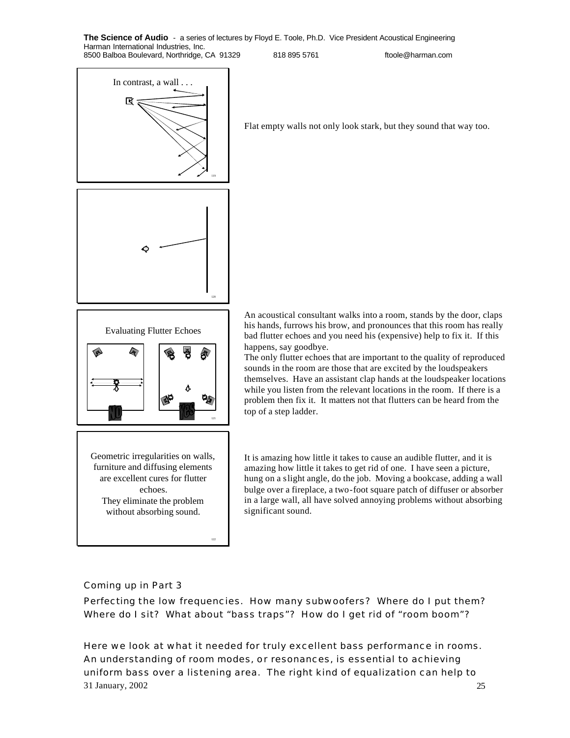In contrast, a wall . . .

Flat empty walls not only look stark, but they sound that way too.

Evaluating Flutter Echoes

No

Yes

An acoustical consultant walks into a room, stands by the door, claps his hands, furrows his brow, and pronounces that this room has really bad flutter echoes and you need his (expensive) help to fix it. If this happens, say goodbye.

The only flutter echoes that are important to the quality of reproduced sounds in the room are those that are excited by the loudspeakers themselves. Have an assistant clap hands at the loudspeaker locations while you listen from the relevant locations in the room. If there is a problem then fix it. It matters not that flutters can be heard from the top of a step ladder.

Geometric irregularities on walls, furniture and diffusing elements are excellent cures for flutter echoes.
They eliminate the problem without absorbing sound.

It is amazing how little it takes to cause an audible flutter, and it is amazing how little it takes to get rid of one. I have seen a picture, hung on a slight angle, do the job. Moving a bookcase, adding a wall bulge over a fireplace, a two-foot square patch of diffuser or absorber in a large wall, all have solved annoying problems without absorbing significant sound.

## Coming up in Part 3

Perfecting the low frequencies. How many subwoofers? Where do I put them? Where do I sit? What about "bass traps"? How do I get rid of "room boom"?

Here we look at what it needed for truly excellent bass performance in rooms. An understanding of room modes, or resonances, is essential to achieving uniform bass over a listening area. The right kind of equalization can help to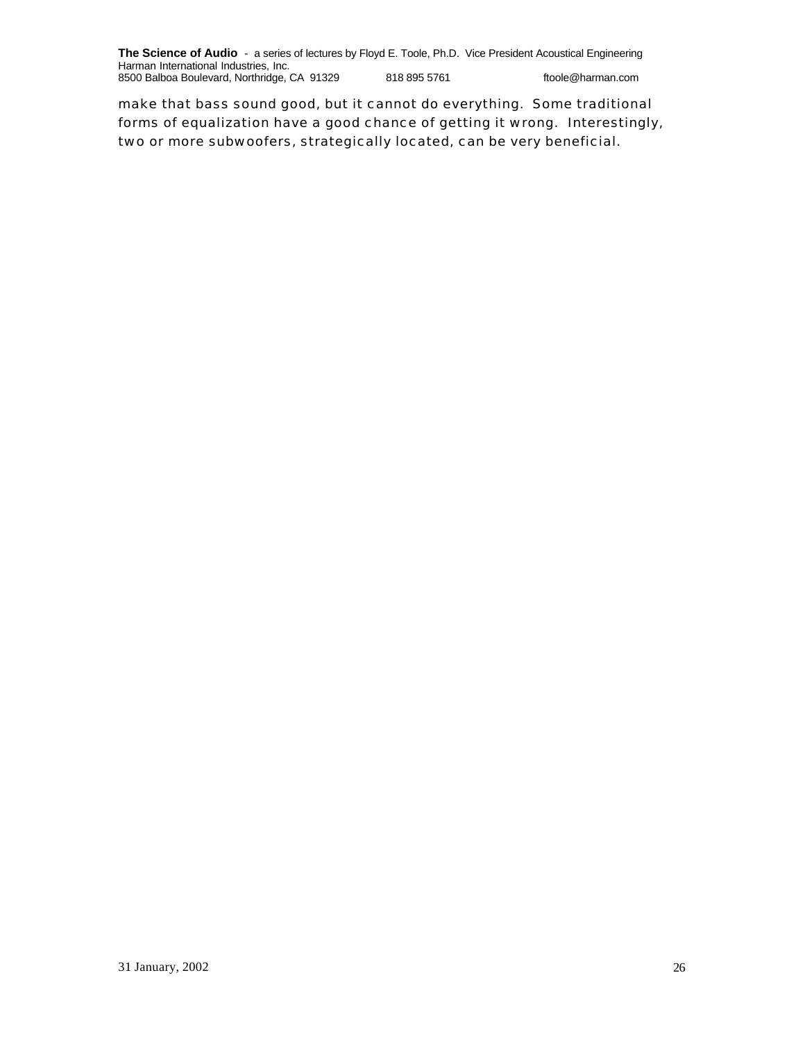make that bass sound good, but it cannot do everything. Some traditional forms of equalization have a good chance of getting it wrong. Interestingly, two or more subwoofers, strategically located, can be very beneficial.